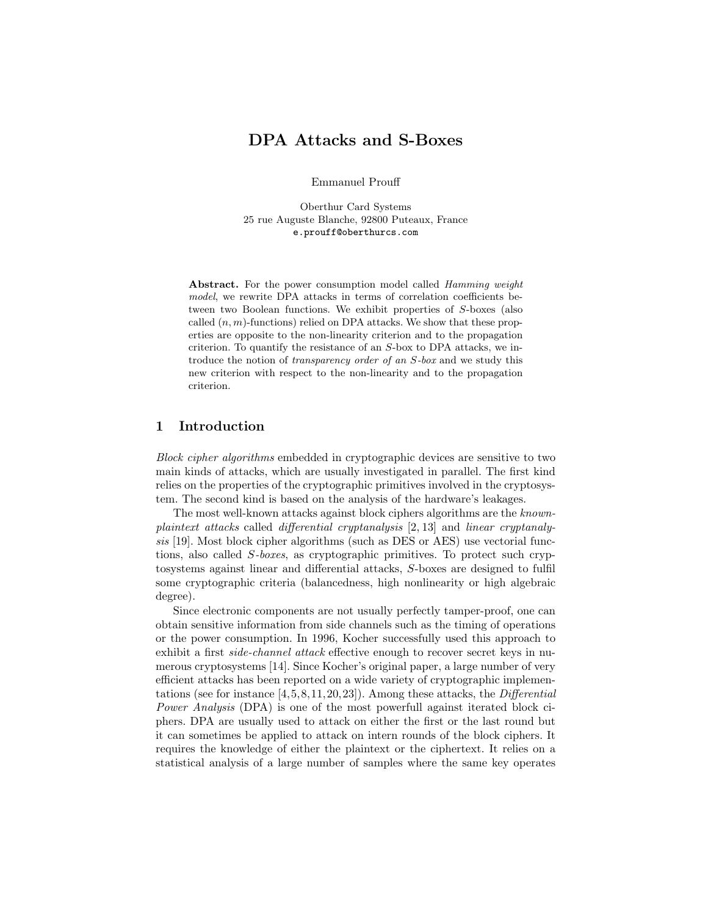# DPA Attacks and S-Boxes

Emmanuel Prouff

Oberthur Card Systems
25 rue Auguste Blanche, 92800 Puteaux, France
e.prouff@oberthurcs.com

**Abstract.** For the power consumption model called *Hamming weight model*, we rewrite DPA attacks in terms of correlation coefficients between two Boolean functions. We exhibit properties of *S*-boxes (also called $(n, m)$-functions) relied on DPA attacks. We show that these properties are opposite to the non-linearity criterion and to the propagation criterion. To quantify the resistance of an *S*-box to DPA attacks, we introduce the notion of *transparency order of an S-box* and we study this new criterion with respect to the non-linearity and to the propagation criterion.

## 1 Introduction

*Block cipher algorithms* embedded in cryptographic devices are sensitive to two main kinds of attacks, which are usually investigated in parallel. The first kind relies on the properties of the cryptographic primitives involved in the cryptosystem. The second kind is based on the analysis of the hardware's leakages.

The most well-known attacks against block ciphers algorithms are the *known-plaintext attacks* called *differential cryptanalysis* [2, 13] and *linear cryptanalysis* [19]. Most block cipher algorithms (such as DES or AES) use vectorial functions, also called *S-boxes*, as cryptographic primitives. To protect such cryptosystems against linear and differential attacks, *S*-boxes are designed to fulfil some cryptographic criteria (balancedness, high nonlinearity or high algebraic degree).

Since electronic components are not usually perfectly tamper-proof, one can obtain sensitive information from side channels such as the timing of operations or the power consumption. In 1996, Kocher successfully used this approach to exhibit a first *side-channel attack* effective enough to recover secret keys in numerous cryptosystems [14]. Since Kocher's original paper, a large number of very efficient attacks has been reported on a wide variety of cryptographic implementations (see for instance [4,5,8,11,20,23]). Among these attacks, the *Differential Power Analysis* (DPA) is one of the most powerfull against iterated block ciphers. DPA are usually used to attack on either the first or the last round but it can sometimes be applied to attack on intern rounds of the block ciphers. It requires the knowledge of either the plaintext or the ciphertext. It relies on a statistical analysis of a large number of samples where the same key operates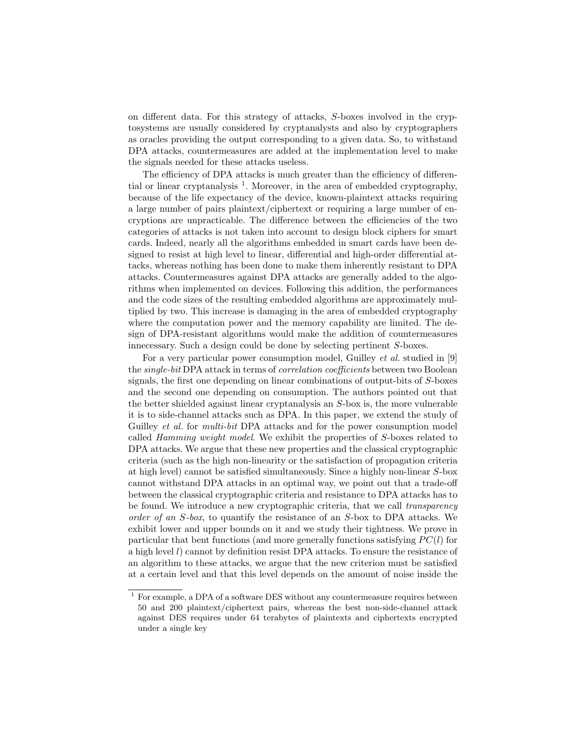on different data. For this strategy of attacks, $S$-boxes involved in the cryptosystems are usually considered by cryptanalysts and also by cryptographers as oracles providing the output corresponding to a given data. So, to withstand DPA attacks, countermeasures are added at the implementation level to make the signals needed for these attacks useless.

The efficiency of DPA attacks is much greater than the efficiency of differential or linear cryptanalysis [1]. Moreover, in the area of embedded cryptography, because of the life expectancy of the device, known-plaintext attacks requiring a large number of pairs plaintext/ciphertext or requiring a large number of encryptions are unpracticable. The difference between the efficiencies of the two categories of attacks is not taken into account to design block ciphers for smart cards. Indeed, nearly all the algorithms embedded in smart cards have been designed to resist at high level to linear, differential and high-order differential attacks, whereas nothing has been done to make them inherently resistant to DPA attacks. Countermeasures against DPA attacks are generally added to the algorithms when implemented on devices. Following this addition, the performances and the code sizes of the resulting embedded algorithms are approximately multiplied by two. This increase is damaging in the area of embedded cryptography where the computation power and the memory capability are limited. The design of DPA-resistant algorithms would make the addition of countermeasures innecessary. Such a design could be done by selecting pertinent $S$-boxes.

For a very particular power consumption model, Guilley *et al.* studied in [9] the *single-bit* DPA attack in terms of *correlation coefficients* between two Boolean signals, the first one depending on linear combinations of output-bits of $S$-boxes and the second one depending on consumption. The authors pointed out that the better shielded against linear cryptanalysis an $S$-box is, the more vulnerable it is to side-channel attacks such as DPA. In this paper, we extend the study of Guilley *et al.* for *multi-bit* DPA attacks and for the power consumption model called *Hamming weight model*. We exhibit the properties of $S$-boxes related to DPA attacks. We argue that these new properties and the classical cryptographic criteria (such as the high non-linearity or the satisfaction of propagation criteria at high level) cannot be satisfied simultaneously. Since a highly non-linear $S$-box cannot withstand DPA attacks in an optimal way, we point out that a trade-off between the classical cryptographic criteria and resistance to DPA attacks has to be found. We introduce a new cryptographic criteria, that we call *transparency order of an S-box*, to quantify the resistance of an $S$-box to DPA attacks. We exhibit lower and upper bounds on it and we study their tightness. We prove in particular that bent functions (and more generally functions satisfying $PC(l)$ for a high level $l$) cannot by definition resist DPA attacks. To ensure the resistance of an algorithm to these attacks, we argue that the new criterion must be satisfied at a certain level and that this level depends on the amount of noise inside the

[1] For example, a DPA of a software DES without any countermeasure requires between 50 and 200 plaintext/ciphertext pairs, whereas the best non-side-channel attack against DES requires under 64 terabytes of plaintexts and ciphertexts encrypted under a single key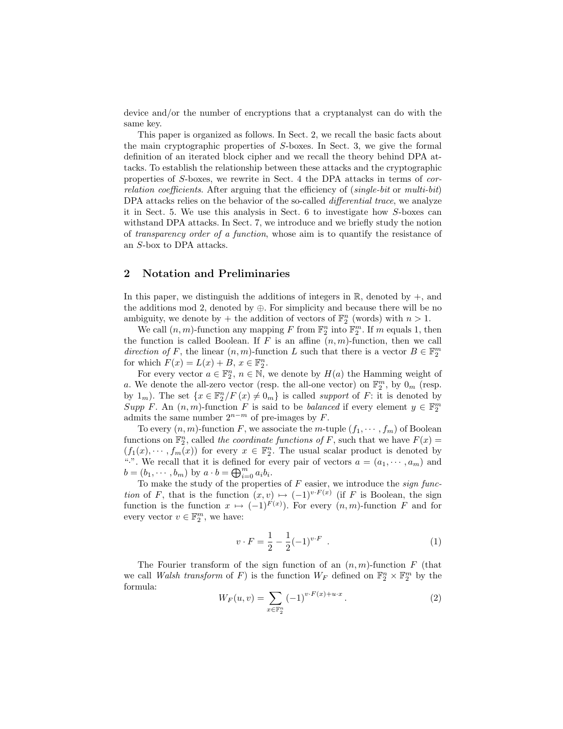device and/or the number of encryptions that a cryptanalyst can do with the same key.

This paper is organized as follows. In Sect. 2, we recall the basic facts about the main cryptographic properties of $S$-boxes. In Sect. 3, we give the formal definition of an iterated block cipher and we recall the theory behind DPA attacks. To establish the relationship between these attacks and the cryptographic properties of $S$-boxes, we rewrite in Sect. 4 the DPA attacks in terms of *correlation coefficients*. After arguing that the efficiency of (*single-bit* or *multi-bit*) DPA attacks relies on the behavior of the so-called *differential trace*, we analyze it in Sect. 5. We use this analysis in Sect. 6 to investigate how $S$-boxes can withstand DPA attacks. In Sect. 7, we introduce and we briefly study the notion of *transparency order of a function*, whose aim is to quantify the resistance of an $S$-box to DPA attacks.

## 2 Notation and Preliminaries

In this paper, we distinguish the additions of integers in $\mathbb{R}$, denoted by $+$, and the additions mod 2, denoted by $\oplus$. For simplicity and because there will be no ambiguity, we denote by $+$ the addition of vectors of $\mathbb{F}_2^n$ (words) with $n > 1$.

We call $(n,m)$-function any mapping $F$ from $\mathbb{F}_2^n$ into $\mathbb{F}_2^m$. If $m$ equals 1, then the function is called Boolean. If $F$ is an affine $(n,m)$-function, then we call *direction of* $F$, the linear $(n,m)$-function $L$ such that there is a vector $B \in \mathbb{F}_2^m$ for which $F(x) = L(x) + B$, $x \in \mathbb{F}_2^n$.

For every vector $a \in \mathbb{F}_2^n$, $n \in \mathbb{N}$, we denote by $H(a)$ the Hamming weight of $a$. We denote the all-zero vector (resp. the all-one vector) on $\mathbb{F}_2^m$, by $0_m$ (resp. by $1_m$). The set $\{x \in \mathbb{F}_2^n / F(x) \neq 0_m\}$ is called *support* of $F$: it is denoted by *Supp* $F$. An $(n,m)$-function $F$ is said to be *balanced* if every element $y \in \mathbb{F}_2^m$ admits the same number $2^{n-m}$ of pre-images by $F$.

To every $(n,m)$-function $F$, we associate the $m$-tuple $(f_1, \cdots, f_m)$ of Boolean functions on $\mathbb{F}_2^n$, called *the coordinate functions of* $F$, such that we have $F(x) = (f_1(x), \cdots, f_m(x))$ for every $x \in \mathbb{F}_2^n$. The usual scalar product is denoted by "$\cdot$". We recall that it is defined for every pair of vectors $a = (a_1, \cdots, a_m)$ and $b = (b_1, \cdots, b_m)$ by $a \cdot b = \bigoplus_{i=0}^{m} a_i b_i$.

To make the study of the properties of $F$ easier, we introduce the *sign function* of $F$, that is the function $(x, v) \mapsto (-1)^{v \cdot F(x)}$ (if $F$ is Boolean, the sign function is the function $x \mapsto (-1)^{F(x)}$). For every $(n,m)$-function $F$ and for every vector $v \in \mathbb{F}_2^m$, we have:

$$v \cdot F = \frac{1}{2} - \frac{1}{2}(-1)^{v \cdot F} \ . \tag{1}$$

The Fourier transform of the sign function of an $(n,m)$-function $F$ (that we call *Walsh transform* of $F$) is the function $W_F$ defined on $\mathbb{F}_2^n \times \mathbb{F}_2^m$ by the formula:

$$W_F(u,v) = \sum_{x \in \mathbb{F}_2^n} (-1)^{v \cdot F(x) + u \cdot x} \ . \tag{2}$$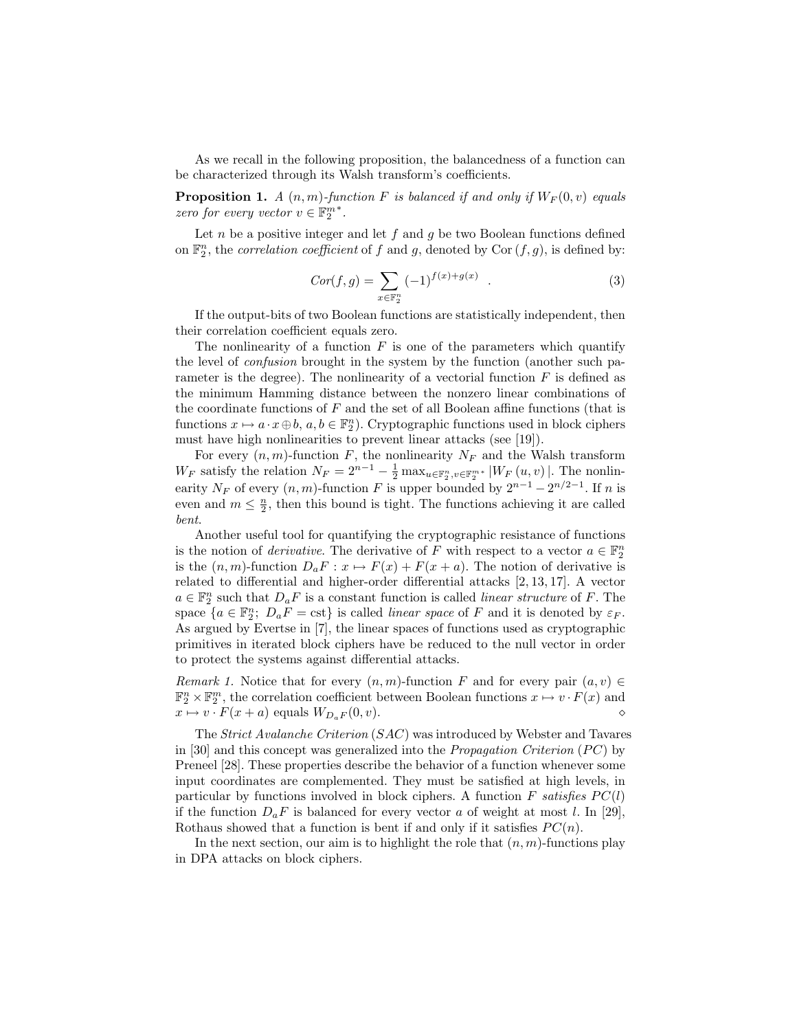As we recall in the following proposition, the balancedness of a function can be characterized through its Walsh transform's coefficients.

**Proposition 1.** *A $(n,m)$-function $F$ is balanced if and only if $W_F(0,v)$ equals zero for every vector $v \in \mathbb{F}_2^{m*}$.*

Let $n$ be a positive integer and let $f$ and $g$ be two Boolean functions defined on $\mathbb{F}_2^n$, the *correlation coefficient* of $f$ and $g$, denoted by $\mathrm{Cor}(f,g)$, is defined by:

$$Cor(f,g) = \sum_{x \in \mathbb{F}_2^n} (-1)^{f(x)+g(x)} \quad . \tag{3}$$

If the output-bits of two Boolean functions are statistically independent, then their correlation coefficient equals zero.

The nonlinearity of a function $F$ is one of the parameters which quantify the level of *confusion* brought in the system by the function (another such parameter is the degree). The nonlinearity of a vectorial function $F$ is defined as the minimum Hamming distance between the nonzero linear combinations of the coordinate functions of $F$ and the set of all Boolean affine functions (that is functions $x \mapsto a \cdot x \oplus b$, $a, b \in \mathbb{F}_2^n$). Cryptographic functions used in block ciphers must have high nonlinearities to prevent linear attacks (see [19]).

For every $(n,m)$-function $F$, the nonlinearity $N_F$ and the Walsh transform $W_F$ satisfy the relation $N_F = 2^{n-1} - \frac{1}{2}\max_{u \in \mathbb{F}_2^n, v \in \mathbb{F}_2^{m*}} |W_F(u,v)|$. The nonlinearity $N_F$ of every $(n,m)$-function $F$ is upper bounded by $2^{n-1} - 2^{n/2-1}$. If $n$ is even and $m \leq \frac{n}{2}$, then this bound is tight. The functions achieving it are called *bent*.

Another useful tool for quantifying the cryptographic resistance of functions is the notion of *derivative*. The derivative of $F$ with respect to a vector $a \in \mathbb{F}_2^n$ is the $(n,m)$-function $D_aF : x \mapsto F(x) + F(x+a)$. The notion of derivative is related to differential and higher-order differential attacks [2, 13, 17]. A vector $a \in \mathbb{F}_2^n$ such that $D_aF$ is a constant function is called *linear structure* of $F$. The space $\{a \in \mathbb{F}_2^n;\ D_aF = \text{cst}\}$ is called *linear space* of $F$ and it is denoted by $\varepsilon_F$. As argued by Evertse in [7], the linear spaces of functions used as cryptographic primitives in iterated block ciphers have be reduced to the null vector in order to protect the systems against differential attacks.

*Remark 1.* Notice that for every $(n,m)$-function $F$ and for every pair $(a,v) \in \mathbb{F}_2^n \times \mathbb{F}_2^m$, the correlation coefficient between Boolean functions $x \mapsto v \cdot F(x)$ and $x \mapsto v \cdot F(x+a)$ equals $W_{D_aF}(0,v)$. ⋄

The *Strict Avalanche Criterion* (*SAC*) was introduced by Webster and Tavares in [30] and this concept was generalized into the *Propagation Criterion* (*PC*) by Preneel [28]. These properties describe the behavior of a function whenever some input coordinates are complemented. They must be satisfied at high levels, in particular by functions involved in block ciphers. A function $F$ *satisfies* $PC(l)$ if the function $D_aF$ is balanced for every vector $a$ of weight at most $l$. In [29], Rothaus showed that a function is bent if and only if it satisfies $PC(n)$.

In the next section, our aim is to highlight the role that $(n,m)$-functions play in DPA attacks on block ciphers.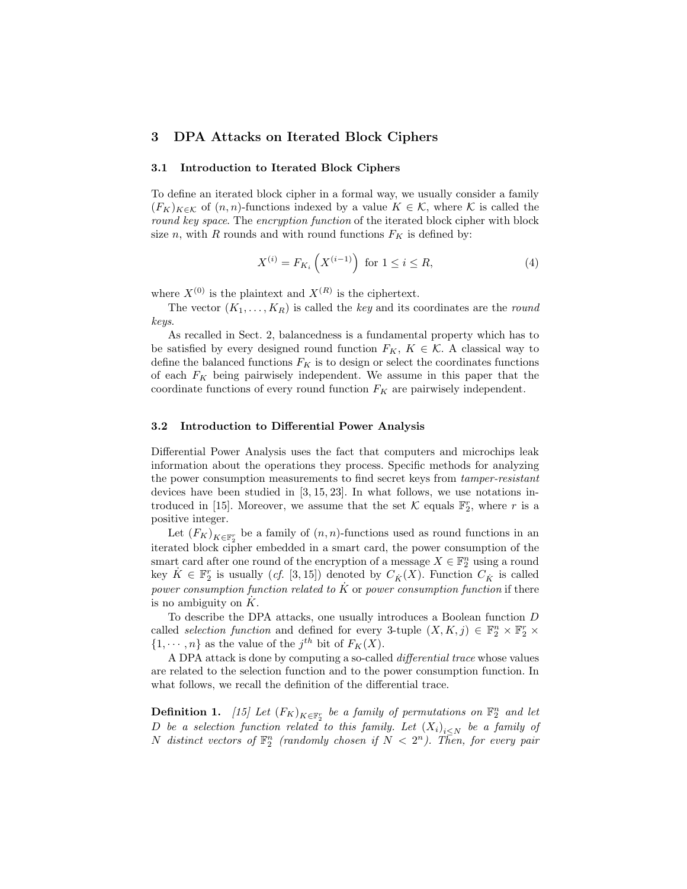## 3 DPA Attacks on Iterated Block Ciphers

### 3.1 Introduction to Iterated Block Ciphers

To define an iterated block cipher in a formal way, we usually consider a family $(F_K)_{K \in \mathcal{K}}$ of $(n,n)$-functions indexed by a value $K \in \mathcal{K}$, where $\mathcal{K}$ is called the *round key space*. The *encryption function* of the iterated block cipher with block size $n$, with $R$ rounds and with round functions $F_K$ is defined by:

$$X^{(i)} = F_{K_i}\left(X^{(i-1)}\right) \text{ for } 1 \leq i \leq R, \tag{4}$$

where $X^{(0)}$ is the plaintext and $X^{(R)}$ is the ciphertext.

The vector $(K_1, \ldots, K_R)$ is called the *key* and its coordinates are the *round keys*.

As recalled in Sect. 2, balancedness is a fundamental property which has to be satisfied by every designed round function $F_K$, $K \in \mathcal{K}$. A classical way to define the balanced functions $F_K$ is to design or select the coordinates functions of each $F_K$ being pairwisely independent. We assume in this paper that the coordinate functions of every round function $F_K$ are pairwisely independent.

### 3.2 Introduction to Differential Power Analysis

Differential Power Analysis uses the fact that computers and microchips leak information about the operations they process. Specific methods for analyzing the power consumption measurements to find secret keys from *tamper-resistant* devices have been studied in [3, 15, 23]. In what follows, we use notations introduced in [15]. Moreover, we assume that the set $\mathcal{K}$ equals $\mathbb{F}_2^r$, where $r$ is a positive integer.

Let $(F_K)_{K \in \mathbb{F}_2^r}$ be a family of $(n,n)$-functions used as round functions in an iterated block cipher embedded in a smart card, the power consumption of the smart card after one round of the encryption of a message $X \in \mathbb{F}_2^n$ using a round key $\dot{K} \in \mathbb{F}_2^r$ is usually (*cf.* [3, 15]) denoted by $C_{\dot{K}}(X)$. Function $C_{\dot{K}}$ is called *power consumption function related to* $\dot{K}$ or *power consumption function* if there is no ambiguity on $\dot{K}$.

To describe the DPA attacks, one usually introduces a Boolean function $D$ called *selection function* and defined for every 3-tuple $(X, K, j) \in \mathbb{F}_2^n \times \mathbb{F}_2^r \times \{1, \cdots, n\}$ as the value of the $j^{th}$ bit of $F_K(X)$.

A DPA attack is done by computing a so-called *differential trace* whose values are related to the selection function and to the power consumption function. In what follows, we recall the definition of the differential trace.

**Definition 1.** *[15] Let $(F_K)_{K \in \mathbb{F}_2^r}$ be a family of permutations on $\mathbb{F}_2^n$ and let $D$ be a selection function related to this family. Let $(X_i)_{i \leq N}$ be a family of $N$ distinct vectors of $\mathbb{F}_2^n$ (randomly chosen if $N < 2^n$). Then, for every pair*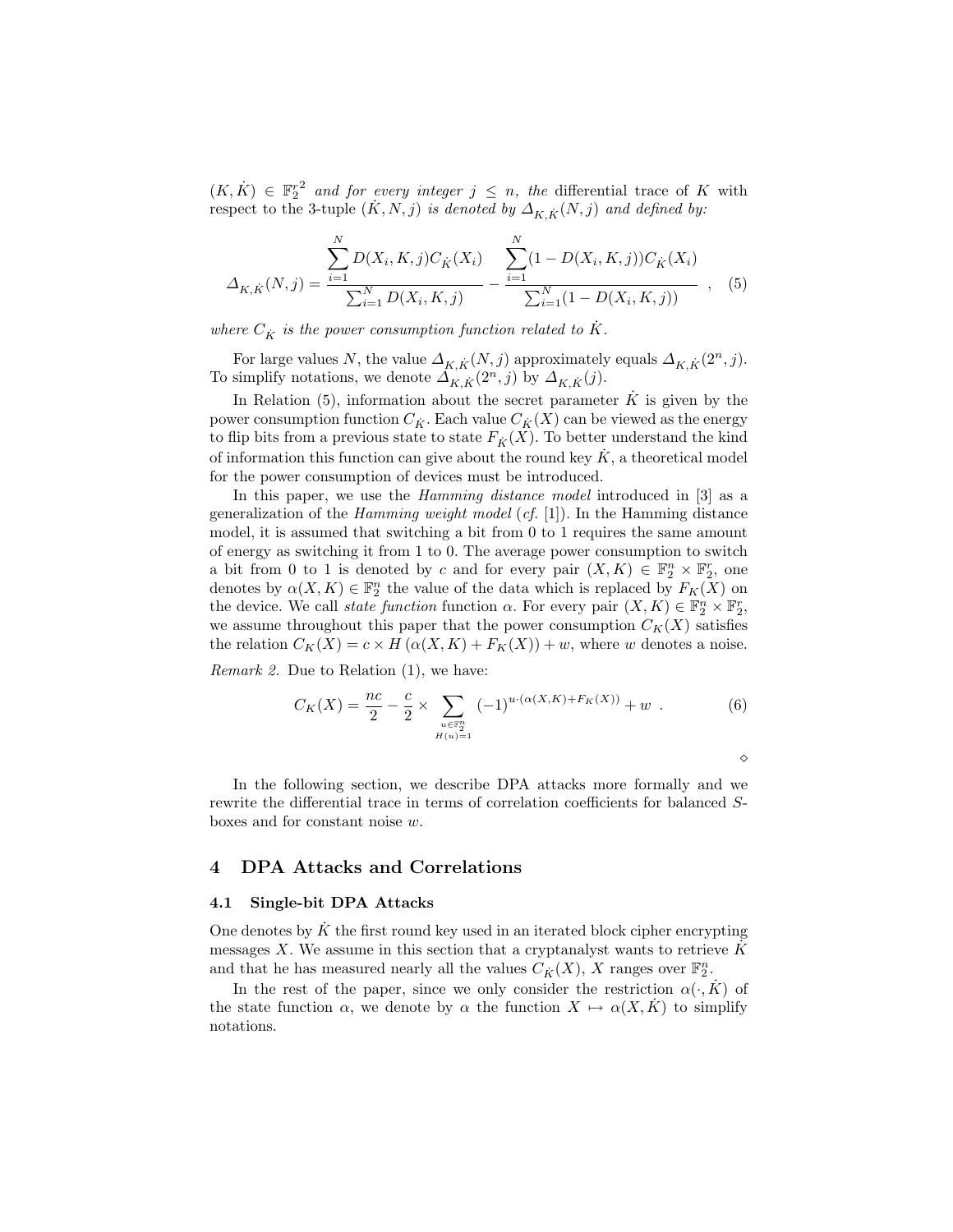$(K, \dot{K}) \in {\mathbb{F}_2^r}^2$ *and for every integer* $j \leq n$, *the* differential trace of $K$ with respect to the 3-tuple $(\dot{K}, N, j)$ *is denoted by* $\Delta_{K,\dot{K}}(N, j)$ *and defined by:*

$$\Delta_{K,\dot{K}}(N, j) = \frac{\sum_{i=1}^{N} D(X_i, K, j) C_{\dot{K}}(X_i)}{\sum_{i=1}^{N} D(X_i, K, j)} - \frac{\sum_{i=1}^{N} (1 - D(X_i, K, j)) C_{\dot{K}}(X_i)}{\sum_{i=1}^{N} (1 - D(X_i, K, j))} \ , \quad (5)$$

*where* $C_{\dot{K}}$ *is the power consumption function related to* $\dot{K}$.

For large values $N$, the value $\Delta_{K,\dot{K}}(N, j)$ approximately equals $\Delta_{K,\dot{K}}(2^n, j)$. To simplify notations, we denote $\Delta_{K,\dot{K}}(2^n, j)$ by $\Delta_{K,\dot{K}}(j)$.

In Relation (5), information about the secret parameter $\dot{K}$ is given by the power consumption function $C_{\dot{K}}$. Each value $C_{\dot{K}}(X)$ can be viewed as the energy to flip bits from a previous state to state $F_{\dot{K}}(X)$. To better understand the kind of information this function can give about the round key $\dot{K}$, a theoretical model for the power consumption of devices must be introduced.

In this paper, we use the *Hamming distance model* introduced in [3] as a generalization of the *Hamming weight model* (*cf.* [1]). In the Hamming distance model, it is assumed that switching a bit from 0 to 1 requires the same amount of energy as switching it from 1 to 0. The average power consumption to switch a bit from 0 to 1 is denoted by $c$ and for every pair $(X, K) \in \mathbb{F}_2^n \times \mathbb{F}_2^r$, one denotes by $\alpha(X, K) \in \mathbb{F}_2^n$ the value of the data which is replaced by $F_K(X)$ on the device. We call *state function* function $\alpha$. For every pair $(X, K) \in \mathbb{F}_2^n \times \mathbb{F}_2^r$, we assume throughout this paper that the power consumption $C_K(X)$ satisfies the relation $C_K(X) = c \times H(\alpha(X, K) + F_K(X)) + w$, where $w$ denotes a noise.

*Remark 2.* Due to Relation (1), we have:

$$C_K(X) = \frac{nc}{2} - \frac{c}{2} \times \sum_{\substack{u \in \mathbb{F}_2^n \\ H(u)=1}} (-1)^{u \cdot (\alpha(X,K) + F_K(X))} + w \ . \quad (6)$$

◇

In the following section, we describe DPA attacks more formally and we rewrite the differential trace in terms of correlation coefficients for balanced $S$-boxes and for constant noise $w$.

## 4 DPA Attacks and Correlations

### 4.1 Single-bit DPA Attacks

One denotes by $\dot{K}$ the first round key used in an iterated block cipher encrypting messages $X$. We assume in this section that a cryptanalyst wants to retrieve $\dot{K}$ and that he has measured nearly all the values $C_{\dot{K}}(X)$, $X$ ranges over $\mathbb{F}_2^n$.

In the rest of the paper, since we only consider the restriction $\alpha(\cdot, \dot{K})$ of the state function $\alpha$, we denote by $\alpha$ the function $X \mapsto \alpha(X, \dot{K})$ to simplify notations.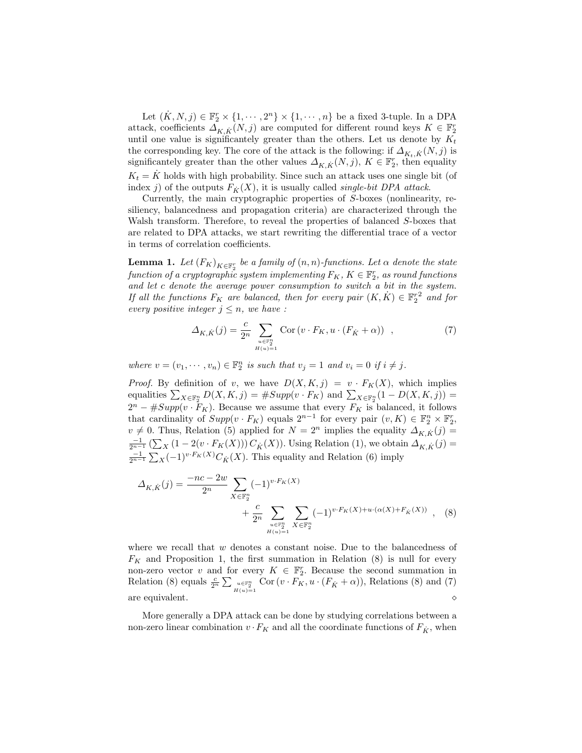Let $(\dot{K}, N, j) \in \mathbb{F}_2^r \times \{1, \cdots, 2^n\} \times \{1, \cdots, n\}$ be a fixed 3-tuple. In a DPA attack, coefficients $\Delta_{K,\dot{K}}(N, j)$ are computed for different round keys $K \in \mathbb{F}_2^r$ until one value is significantely greater than the others. Let us denote by $K_t$ the corresponding key. The core of the attack is the following: if $\Delta_{K_t,\dot{K}}(N, j)$ is significantely greater than the other values $\Delta_{K,\dot{K}}(N, j)$, $K \in \mathbb{F}_2^r$, then equality $K_t = \dot{K}$ holds with high probability. Since such an attack uses one single bit (of index $j$) of the outputs $F_{\dot{K}}(X)$, it is usually called *single-bit DPA attack*.

Currently, the main cryptographic properties of $S$-boxes (nonlinearity, resiliency, balancedness and propagation criteria) are characterized through the Walsh transform. Therefore, to reveal the properties of balanced $S$-boxes that are related to DPA attacks, we start rewriting the differential trace of a vector in terms of correlation coefficients.

**Lemma 1.** *Let $(F_K)_{K \in \mathbb{F}_2^r}$ be a family of $(n, n)$-functions. Let $\alpha$ denote the state function of a cryptographic system implementing $F_K$, $K \in \mathbb{F}_2^r$, as round functions and let $c$ denote the average power consumption to switch a bit in the system. If all the functions $F_K$ are balanced, then for every pair $(K, \dot{K}) \in {\mathbb{F}_2^r}^2$ and for every positive integer $j \leq n$, we have :*

$$\Delta_{K,\dot{K}}(j) = \frac{c}{2^n} \sum_{\substack{u \in \mathbb{F}_2^n \\ H(u)=1}} \mathrm{Cor}\left(v \cdot F_K, u \cdot (F_{\dot{K}} + \alpha)\right) \ , \tag{7}$$

*where $v = (v_1, \cdots, v_n) \in \mathbb{F}_2^n$ is such that $v_j = 1$ and $v_i = 0$ if $i \neq j$.*

*Proof.* By definition of $v$, we have $D(X, K, j) = v \cdot F_K(X)$, which implies equalities $\sum_{X \in \mathbb{F}_2^n} D(X, K, j) = \#Supp(v \cdot F_K)$ and $\sum_{X \in \mathbb{F}_2^n}(1 - D(X, K, j)) = 2^n - \#Supp(v \cdot F_K)$. Because we assume that every $F_K$ is balanced, it follows that cardinality of $Supp(v \cdot F_K)$ equals $2^{n-1}$ for every pair $(v, K) \in \mathbb{F}_2^n \times \mathbb{F}_2^r$, $v \neq 0$. Thus, Relation (5) applied for $N = 2^n$ implies the equality $\Delta_{K,\dot{K}}(j) = \frac{-1}{2^{n-1}} \left(\sum_X \left(1 - 2(v \cdot F_K(X))\right) C_{\dot{K}}(X)\right)$. Using Relation (1), we obtain $\Delta_{K,\dot{K}}(j) = \frac{-1}{2^{n-1}} \sum_X (-1)^{v \cdot F_K(X)} C_{\dot{K}}(X)$. This equality and Relation (6) imply

$$\begin{aligned}\Delta_{K,\dot{K}}(j) = \frac{-nc - 2w}{2^n} &\sum_{X \in \mathbb{F}_2^n} (-1)^{v \cdot F_K(X)} \\ &+ \frac{c}{2^n} \sum_{\substack{u \in \mathbb{F}_2^n \\ H(u)=1}} \sum_{X \in \mathbb{F}_2^n} (-1)^{v \cdot F_K(X) + u \cdot (\alpha(X) + F_{\dot{K}}(X))} \ , \end{aligned} \tag{8}$$

where we recall that $w$ denotes a constant noise. Due to the balancedness of $F_K$ and Proposition 1, the first summation in Relation (8) is null for every non-zero vector $v$ and for every $K \in \mathbb{F}_2^r$. Because the second summation in Relation (8) equals $\frac{c}{2^n} \sum_{\substack{u \in \mathbb{F}_2^n \\ H(u)=1}} \mathrm{Cor}\left(v \cdot F_K, u \cdot (F_{\dot{K}} + \alpha)\right)$, Relations (8) and (7) are equivalent. $\diamond$

More generally a DPA attack can be done by studying correlations between a non-zero linear combination $v \cdot F_K$ and all the coordinate functions of $F_{\dot{K}}$, when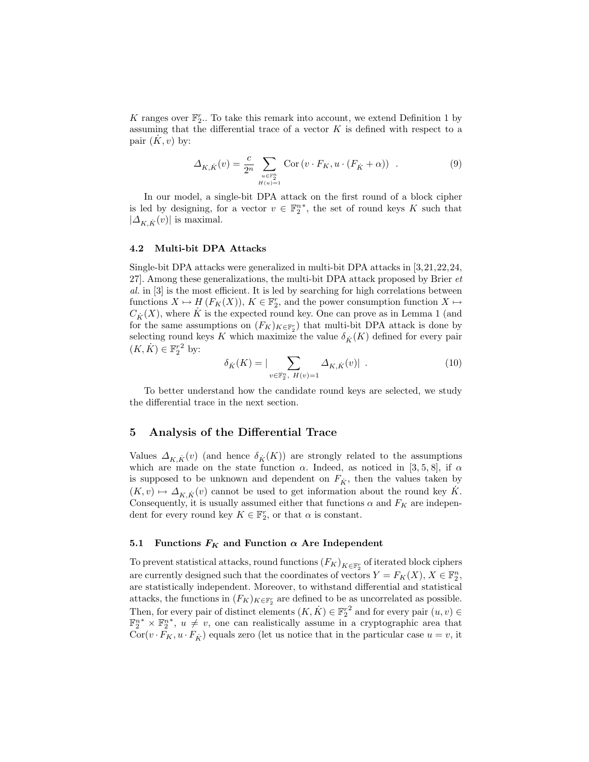$K$ ranges over $\mathbb{F}_2^r$.. To take this remark into account, we extend Definition 1 by assuming that the differential trace of a vector $K$ is defined with respect to a pair $(\dot{K}, v)$ by:

$$\Delta_{K,\dot{K}}(v) = \frac{c}{2^n} \sum_{\substack{u \in \mathbb{F}_2^n \\ H(u)=1}} \mathrm{Cor}\left(v \cdot F_K, u \cdot (F_{\dot{K}} + \alpha)\right) \ . \tag{9}$$

In our model, a single-bit DPA attack on the first round of a block cipher is led by designing, for a vector $v \in \mathbb{F}_2^{n*}$, the set of round keys $K$ such that $|\Delta_{K,\dot{K}}(v)|$ is maximal.

### 4.2 Multi-bit DPA Attacks

Single-bit DPA attacks were generalized in multi-bit DPA attacks in [3,21,22,24, 27]. Among these generalizations, the multi-bit DPA attack proposed by Brier *et al.* in [3] is the most efficient. It is led by searching for high correlations between functions $X \mapsto H(F_K(X))$, $K \in \mathbb{F}_2^r$, and the power consumption function $X \mapsto C_{\dot{K}}(X)$, where $\dot{K}$ is the expected round key. One can prove as in Lemma 1 (and for the same assumptions on $(F_K)_{K \in \mathbb{F}_2^r}$) that multi-bit DPA attack is done by selecting round keys $K$ which maximize the value $\delta_{\dot{K}}(K)$ defined for every pair $(K, \dot{K}) \in {\mathbb{F}_2^r}^2$ by:

$$\delta_{\dot{K}}(K) = \Big| \sum_{v \in \mathbb{F}_2^n,\ H(v)=1} \Delta_{K,\dot{K}}(v) \Big| \ . \tag{10}$$

To better understand how the candidate round keys are selected, we study the differential trace in the next section.

## 5 Analysis of the Differential Trace

Values $\Delta_{K,\dot{K}}(v)$ (and hence $\delta_{\dot{K}}(K)$) are strongly related to the assumptions which are made on the state function $\alpha$. Indeed, as noticed in [3, 5, 8], if $\alpha$ is supposed to be unknown and dependent on $F_{\dot{K}}$, then the values taken by $(K, v) \mapsto \Delta_{K,\dot{K}}(v)$ cannot be used to get information about the round key $\dot{K}$. Consequently, it is usually assumed either that functions $\alpha$ and $F_K$ are independent for every round key $K \in \mathbb{F}_2^r$, or that $\alpha$ is constant.

### 5.1 Functions $F_K$ and Function $\alpha$ Are Independent

To prevent statistical attacks, round functions $(F_K)_{K \in \mathbb{F}_2^r}$ of iterated block ciphers are currently designed such that the coordinates of vectors $Y = F_K(X)$, $X \in \mathbb{F}_2^n$, are statistically independent. Moreover, to withstand differential and statistical attacks, the functions in $(F_K)_{K \in \mathbb{F}_2^r}$ are defined to be as uncorrelated as possible. Then, for every pair of distinct elements $(K, \dot{K}) \in {\mathbb{F}_2^r}^2$ and for every pair $(u, v) \in \mathbb{F}_2^{n*} \times \mathbb{F}_2^{n*}$, $u \neq v$, one can realistically assume in a cryptographic area that $\mathrm{Cor}(v \cdot F_K, u \cdot F_{\dot{K}})$ equals zero (let us notice that in the particular case $u = v$, it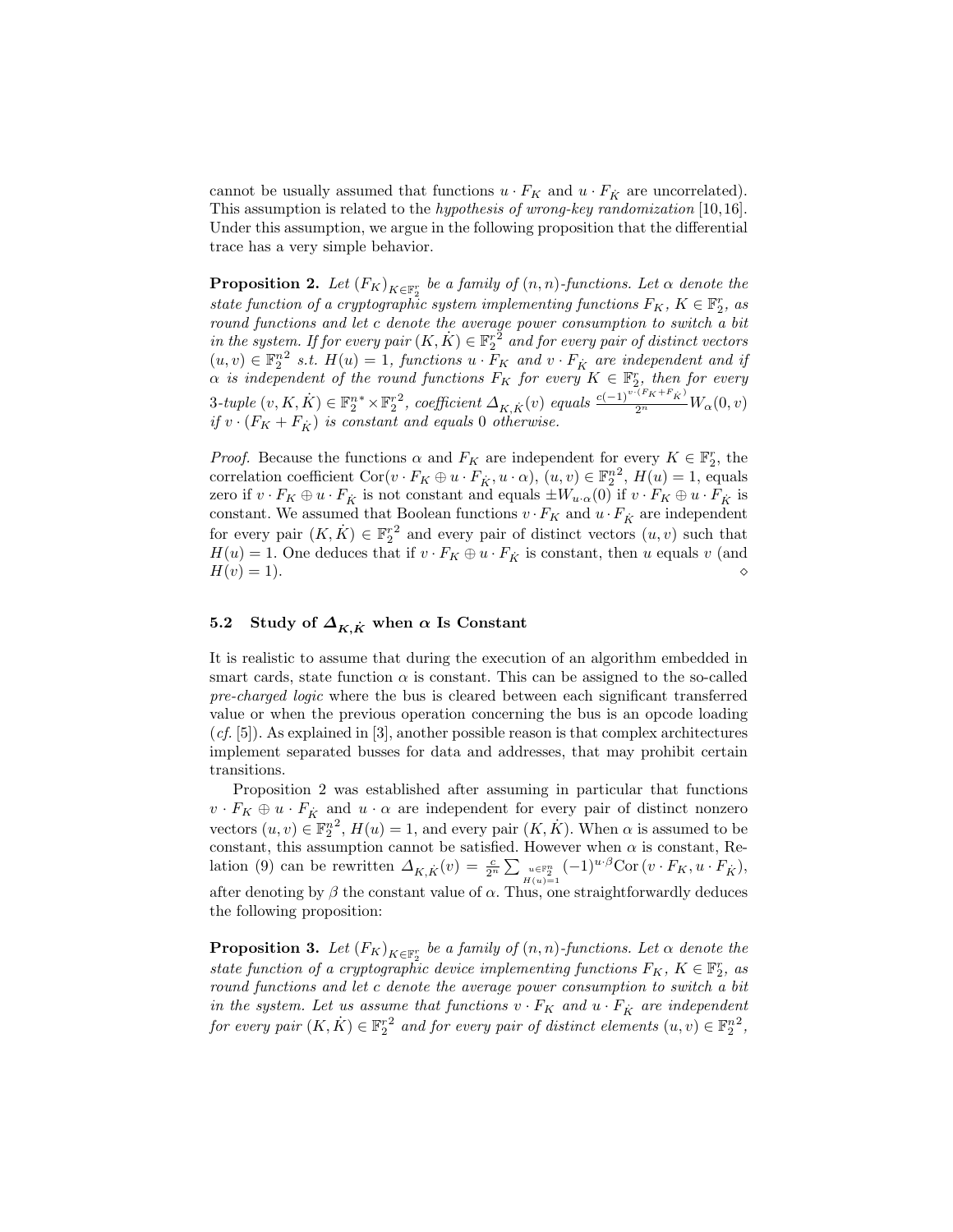cannot be usually assumed that functions $u \cdot F_K$ and $u \cdot F_{\dot{K}}$ are uncorrelated). This assumption is related to the *hypothesis of wrong-key randomization* [10,16]. Under this assumption, we argue in the following proposition that the differential trace has a very simple behavior.

**Proposition 2.** *Let $(F_K)_{K \in \mathbb{F}_2^r}$ be a family of $(n,n)$-functions. Let $\alpha$ denote the state function of a cryptographic system implementing functions $F_K$, $K \in \mathbb{F}_2^r$, as round functions and let $c$ denote the average power consumption to switch a bit in the system. If for every pair $(K, \dot{K}) \in \mathbb{F}_2^{r\,2}$ and for every pair of distinct vectors $(u, v) \in \mathbb{F}_2^{n\,2}$ s.t. $H(u) = 1$, functions $u \cdot F_K$ and $v \cdot F_{\dot{K}}$ are independent and if $\alpha$ is independent of the round functions $F_K$ for every $K \in \mathbb{F}_2^r$, then for every 3-tuple $(v, K, \dot{K}) \in \mathbb{F}_2^{n*} \times \mathbb{F}_2^{r\,2}$, coefficient $\Delta_{K,\dot{K}}(v)$ equals $\frac{c(-1)^{v \cdot (F_K + F_{\dot{K}})}}{2^n} W_\alpha(0, v)$ if $v \cdot (F_K + F_{\dot{K}})$ is constant and equals $0$ otherwise.*

*Proof.* Because the functions $\alpha$ and $F_K$ are independent for every $K \in \mathbb{F}_2^r$, the correlation coefficient $\mathrm{Cor}(v \cdot F_K \oplus u \cdot F_{\dot{K}}, u \cdot \alpha)$, $(u, v) \in \mathbb{F}_2^{n\,2}$, $H(u) = 1$, equals zero if $v \cdot F_K \oplus u \cdot F_{\dot{K}}$ is not constant and equals $\pm W_{u \cdot \alpha}(0)$ if $v \cdot F_K \oplus u \cdot F_{\dot{K}}$ is constant. We assumed that Boolean functions $v \cdot F_K$ and $u \cdot F_{\dot{K}}$ are independent for every pair $(K, \dot{K}) \in \mathbb{F}_2^{r\,2}$ and every pair of distinct vectors $(u, v)$ such that $H(u) = 1$. One deduces that if $v \cdot F_K \oplus u \cdot F_{\dot{K}}$ is constant, then $u$ equals $v$ (and $H(v) = 1$). ⋄

### 5.2 Study of $\Delta_{K,\dot{K}}$ when $\alpha$ Is Constant

It is realistic to assume that during the execution of an algorithm embedded in smart cards, state function $\alpha$ is constant. This can be assigned to the so-called *pre-charged logic* where the bus is cleared between each significant transferred value or when the previous operation concerning the bus is an opcode loading (*cf.* [5]). As explained in [3], another possible reason is that complex architectures implement separated busses for data and addresses, that may prohibit certain transitions.

Proposition 2 was established after assuming in particular that functions $v \cdot F_K \oplus u \cdot F_{\dot{K}}$ and $u \cdot \alpha$ are independent for every pair of distinct nonzero vectors $(u, v) \in \mathbb{F}_2^{n\,2}$, $H(u) = 1$, and every pair $(K, \dot{K})$. When $\alpha$ is assumed to be constant, this assumption cannot be satisfied. However when $\alpha$ is constant, Relation (9) can be rewritten $\Delta_{K,\dot{K}}(v) = \frac{c}{2^n} \sum_{\substack{u \in \mathbb{F}_2^n \\ H(u)=1}} (-1)^{u \cdot \beta} \mathrm{Cor}\left(v \cdot F_K, u \cdot F_{\dot{K}}\right)$, after denoting by $\beta$ the constant value of $\alpha$. Thus, one straightforwardly deduces the following proposition:

**Proposition 3.** *Let $(F_K)_{K \in \mathbb{F}_2^r}$ be a family of $(n,n)$-functions. Let $\alpha$ denote the state function of a cryptographic device implementing functions $F_K$, $K \in \mathbb{F}_2^r$, as round functions and let $c$ denote the average power consumption to switch a bit in the system. Let us assume that functions $v \cdot F_K$ and $u \cdot F_{\dot{K}}$ are independent for every pair $(K, \dot{K}) \in \mathbb{F}_2^{r\,2}$ and for every pair of distinct elements $(u, v) \in \mathbb{F}_2^{n\,2}$,*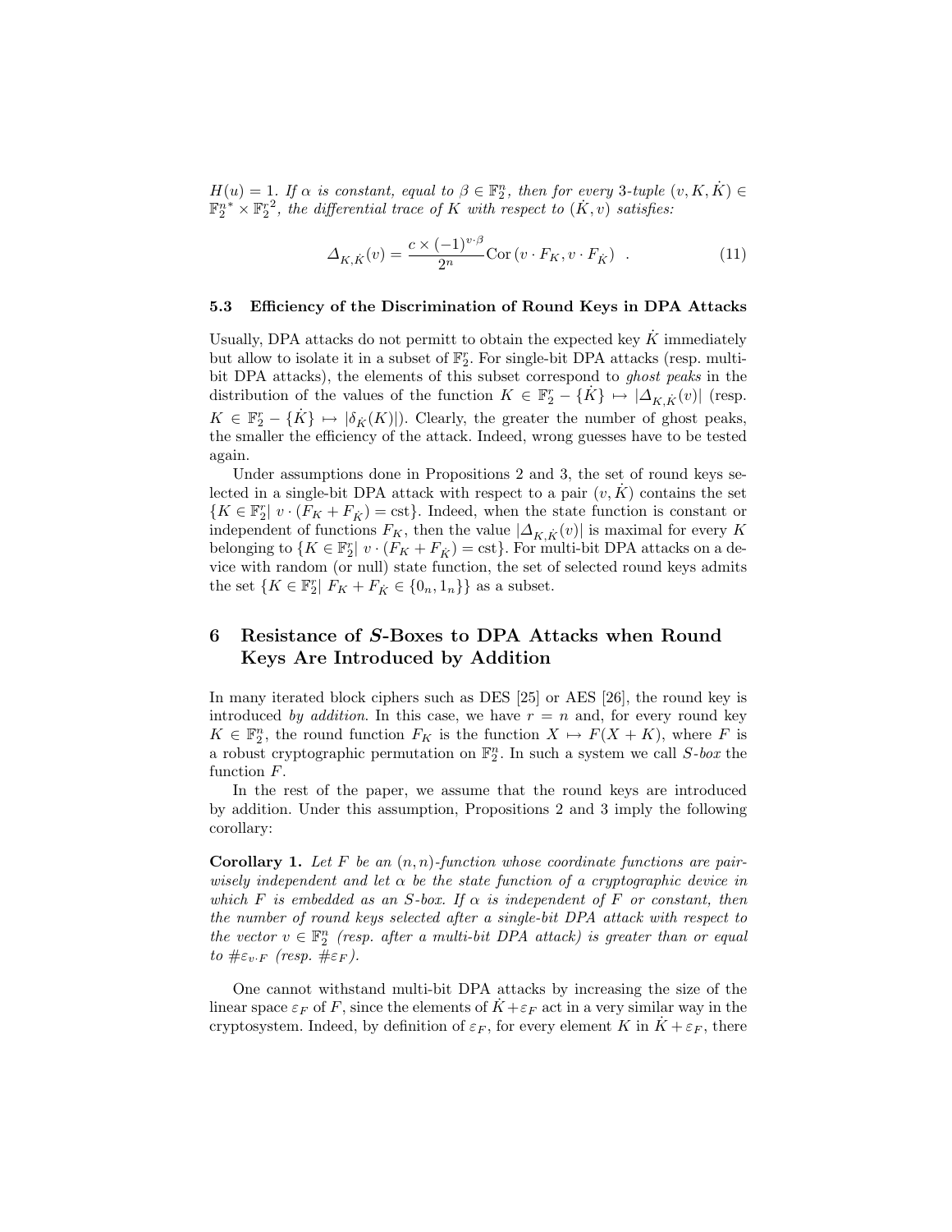$H(u) = 1$. *If $\alpha$ is constant, equal to $\beta \in \mathbb{F}_2^n$, then for every 3-tuple $(v, K, \dot{K}) \in \mathbb{F}_2^{n*} \times \mathbb{F}_2^{r\,2}$, the differential trace of $K$ with respect to $(\dot{K}, v)$ satisfies:*

$$\Delta_{K,\dot{K}}(v) = \frac{c \times (-1)^{v \cdot \beta}}{2^n} \mathrm{Cor}\left(v \cdot F_K, v \cdot F_{\dot{K}}\right) \ . \tag{11}$$

### 5.3 Efficiency of the Discrimination of Round Keys in DPA Attacks

Usually, DPA attacks do not permitt to obtain the expected key $\dot{K}$ immediately but allow to isolate it in a subset of $\mathbb{F}_2^r$. For single-bit DPA attacks (resp. multi-bit DPA attacks), the elements of this subset correspond to *ghost peaks* in the distribution of the values of the function $K \in \mathbb{F}_2^r - \{\dot{K}\} \mapsto |\Delta_{K,\dot{K}}(v)|$ (resp. $K \in \mathbb{F}_2^r - \{\dot{K}\} \mapsto |\delta_{\dot{K}}(K)|$). Clearly, the greater the number of ghost peaks, the smaller the efficiency of the attack. Indeed, wrong guesses have to be tested again.

Under assumptions done in Propositions 2 and 3, the set of round keys selected in a single-bit DPA attack with respect to a pair $(v, \dot{K})$ contains the set $\{K \in \mathbb{F}_2^r |\ v \cdot (F_K + F_{\dot{K}}) = \mathrm{cst}\}$. Indeed, when the state function is constant or independent of functions $F_K$, then the value $|\Delta_{K,\dot{K}}(v)|$ is maximal for every $K$ belonging to $\{K \in \mathbb{F}_2^r |\ v \cdot (F_K + F_{\dot{K}}) = \mathrm{cst}\}$. For multi-bit DPA attacks on a device with random (or null) state function, the set of selected round keys admits the set $\{K \in \mathbb{F}_2^r |\ F_K + F_{\dot{K}} \in \{0_n, 1_n\}\}$ as a subset.

## 6 Resistance of *S*-Boxes to DPA Attacks when Round Keys Are Introduced by Addition

In many iterated block ciphers such as DES [25] or AES [26], the round key is introduced *by addition*. In this case, we have $r = n$ and, for every round key $K \in \mathbb{F}_2^n$, the round function $F_K$ is the function $X \mapsto F(X + K)$, where $F$ is a robust cryptographic permutation on $\mathbb{F}_2^n$. In such a system we call *S-box* the function $F$.

In the rest of the paper, we assume that the round keys are introduced by addition. Under this assumption, Propositions 2 and 3 imply the following corollary:

**Corollary 1.** *Let $F$ be an $(n, n)$-function whose coordinate functions are pairwisely independent and let $\alpha$ be the state function of a cryptographic device in which $F$ is embedded as an S-box. If $\alpha$ is independent of $F$ or constant, then the number of round keys selected after a single-bit DPA attack with respect to the vector $v \in \mathbb{F}_2^n$ (resp. after a multi-bit DPA attack) is greater than or equal to $\#\varepsilon_{v \cdot F}$ (resp. $\#\varepsilon_F$).*

One cannot withstand multi-bit DPA attacks by increasing the size of the linear space $\varepsilon_F$ of $F$, since the elements of $\dot{K} + \varepsilon_F$ act in a very similar way in the cryptosystem. Indeed, by definition of $\varepsilon_F$, for every element $K$ in $\dot{K} + \varepsilon_F$, there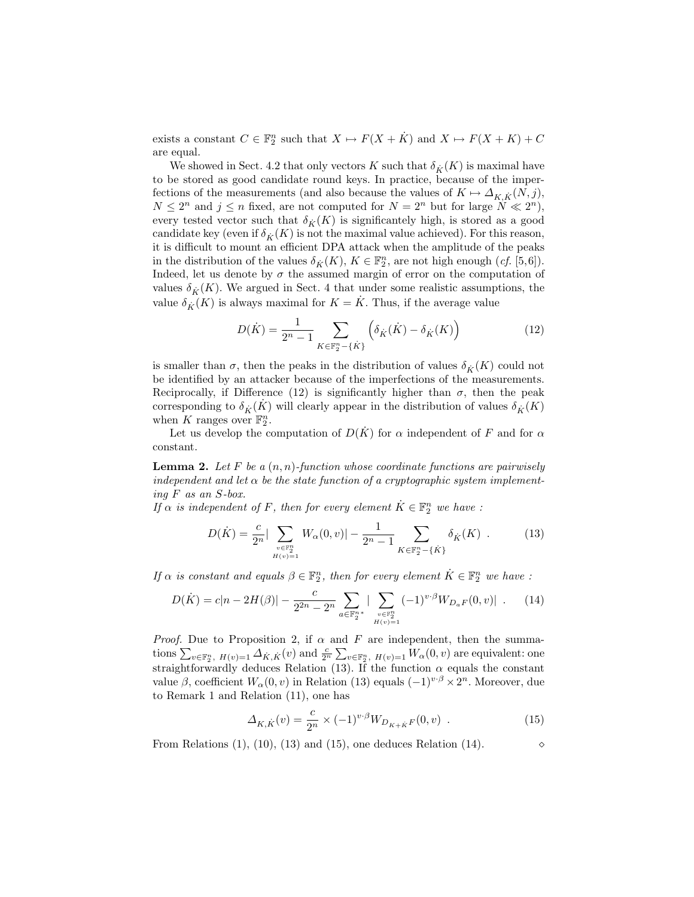exists a constant $C \in \mathbb{F}_2^n$ such that $X \mapsto F(X + \dot{K})$ and $X \mapsto F(X + K) + C$ are equal.

We showed in Sect. 4.2 that only vectors $K$ such that $\delta_{\dot{K}}(K)$ is maximal have to be stored as good candidate round keys. In practice, because of the imperfections of the measurements (and also because the values of $K \mapsto \Delta_{K,\dot{K}}(N, j)$, $N \leq 2^n$ and $j \leq n$ fixed, are not computed for $N = 2^n$ but for large $N \ll 2^n$), every tested vector such that $\delta_{\dot{K}}(K)$ is significantly high, is stored as a good candidate key (even if $\delta_{\dot{K}}(K)$ is not the maximal value achieved). For this reason, it is difficult to mount an efficient DPA attack when the amplitude of the peaks in the distribution of the values $\delta_{\dot{K}}(K)$, $K \in \mathbb{F}_2^n$, are not high enough (*cf.* [5,6]). Indeed, let us denote by $\sigma$ the assumed margin of error on the computation of values $\delta_{\dot{K}}(K)$. We argued in Sect. 4 that under some realistic assumptions, the value $\delta_{\dot{K}}(K)$ is always maximal for $K = \dot{K}$. Thus, if the average value

$$D(\dot{K}) = \frac{1}{2^n - 1} \sum_{K \in \mathbb{F}_2^n - \{\dot{K}\}} \left( \delta_{\dot{K}}(\dot{K}) - \delta_{\dot{K}}(K) \right) \tag{12}$$

is smaller than $\sigma$, then the peaks in the distribution of values $\delta_{\dot{K}}(K)$ could not be identified by an attacker because of the imperfections of the measurements. Reciprocally, if Difference (12) is significantly higher than $\sigma$, then the peak corresponding to $\delta_{\dot{K}}(\dot{K})$ will clearly appear in the distribution of values $\delta_{\dot{K}}(K)$ when $K$ ranges over $\mathbb{F}_2^n$.

Let us develop the computation of $D(\dot{K})$ for $\alpha$ independent of $F$ and for $\alpha$ constant.

**Lemma 2.** *Let $F$ be a $(n, n)$-function whose coordinate functions are pairwisely independent and let $\alpha$ be the state function of a cryptographic system implementing $F$ as an S-box.*
*If $\alpha$ is independent of $F$, then for every element $\dot{K} \in \mathbb{F}_2^n$ we have :*

$$D(\dot{K}) = \frac{c}{2^n} \Big| \sum_{\substack{v \in \mathbb{F}_2^n \\ H(v)=1}} W_\alpha(0, v) \Big| - \frac{1}{2^n - 1} \sum_{K \in \mathbb{F}_2^n - \{\dot{K}\}} \delta_{\dot{K}}(K) \ . \tag{13}$$

*If $\alpha$ is constant and equals $\beta \in \mathbb{F}_2^n$, then for every element $\dot{K} \in \mathbb{F}_2^n$ we have :*

$$D(\dot{K}) = c|n - 2H(\beta)| - \frac{c}{2^{2n} - 2^n} \sum_{a \in \mathbb{F}_2^{n\,*}} \Big| \sum_{\substack{v \in \mathbb{F}_2^n \\ H(v)=1}} (-1)^{v \cdot \beta} W_{D_a F}(0, v) \Big| \ . \tag{14}$$

*Proof.* Due to Proposition 2, if $\alpha$ and $F$ are independent, then the summations $\sum_{v \in \mathbb{F}_2^n,\ H(v)=1} \Delta_{\dot{K},\dot{K}}(v)$ and $\frac{c}{2^n} \sum_{v \in \mathbb{F}_2^n,\ H(v)=1} W_\alpha(0, v)$ are equivalent: one straightforwardly deduces Relation (13). If the function $\alpha$ equals the constant value $\beta$, coefficient $W_\alpha(0, v)$ in Relation (13) equals $(-1)^{v \cdot \beta} \times 2^n$. Moreover, due to Remark 1 and Relation (11), one has

$$\Delta_{K,\dot{K}}(v) = \frac{c}{2^n} \times (-1)^{v \cdot \beta} W_{D_{K+\dot{K}}F}(0, v) \ . \tag{15}$$

From Relations (1), (10), (13) and (15), one deduces Relation (14). $\diamond$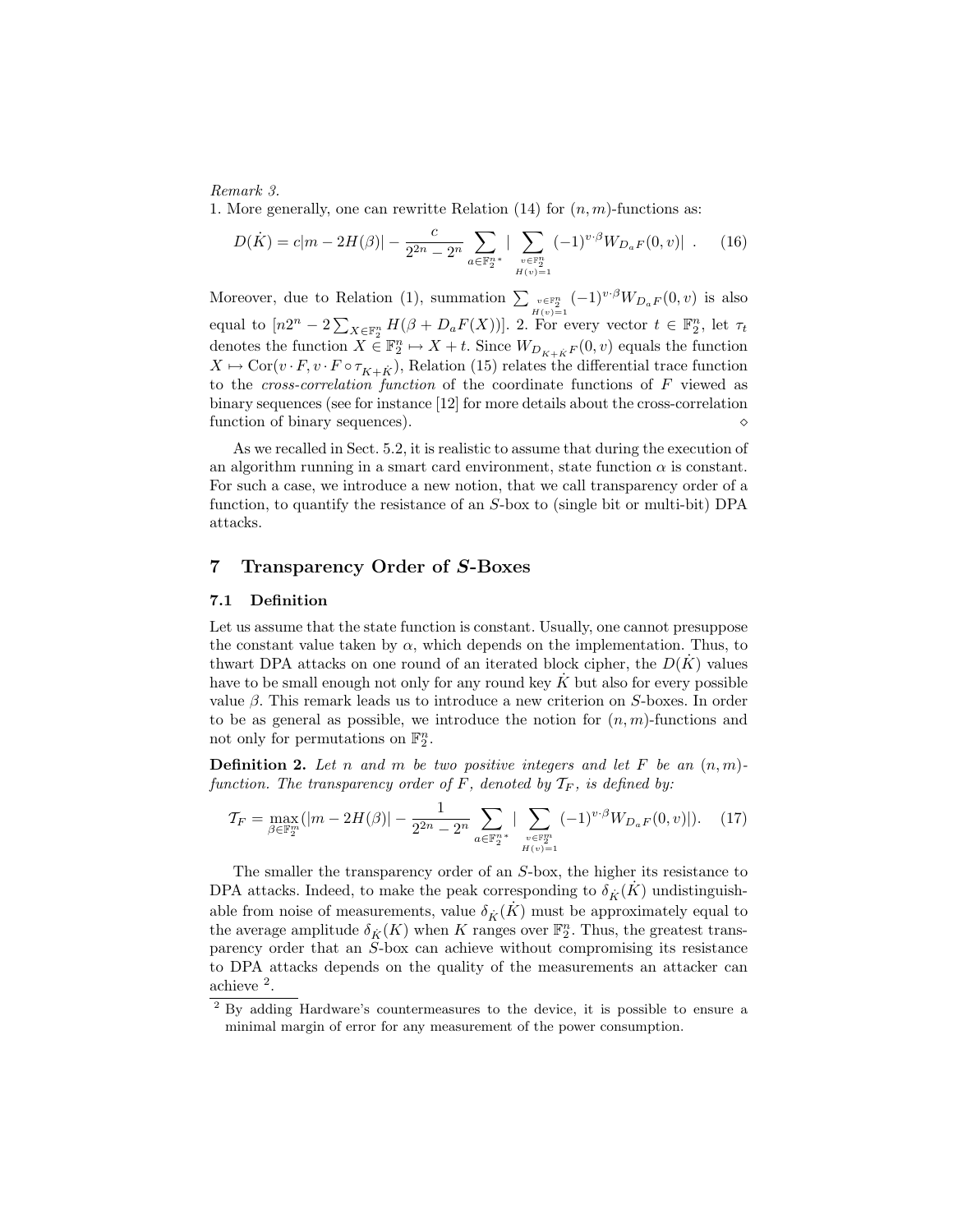*Remark 3.*

1. More generally, one can rewritte Relation (14) for $(n, m)$-functions as:

$$D(\dot{K}) = c|m - 2H(\beta)| - \frac{c}{2^{2n} - 2^n} \sum_{a \in \mathbb{F}_2^{n*}} | \sum_{\substack{v \in \mathbb{F}_2^n \\ H(v)=1}} (-1)^{v \cdot \beta} W_{D_a F}(0, v)| \ . \tag{16}$$

Moreover, due to Relation (1), summation $\sum_{\substack{v \in \mathbb{F}_2^n \\ H(v)=1}} (-1)^{v \cdot \beta} W_{D_a F}(0, v)$ is also equal to $[n2^n - 2\sum_{X \in \mathbb{F}_2^n} H(\beta + D_a F(X))]$. 2. For every vector $t \in \mathbb{F}_2^n$, let $\tau_t$ denotes the function $X \in \mathbb{F}_2^n \mapsto X + t$. Since $W_{D_{K+\dot{K}} F}(0, v)$ equals the function $X \mapsto \mathrm{Cor}(v \cdot F, v \cdot F \circ \tau_{K+\dot{K}})$, Relation (15) relates the differential trace function to the *cross-correlation function* of the coordinate functions of $F$ viewed as binary sequences (see for instance [12] for more details about the cross-correlation function of binary sequences). ⋄

As we recalled in Sect. 5.2, it is realistic to assume that during the execution of an algorithm running in a smart card environment, state function $\alpha$ is constant. For such a case, we introduce a new notion, that we call transparency order of a function, to quantify the resistance of an $S$-box to (single bit or multi-bit) DPA attacks.

## 7 Transparency Order of *S*-Boxes

### 7.1 Definition

Let us assume that the state function is constant. Usually, one cannot presuppose the constant value taken by $\alpha$, which depends on the implementation. Thus, to thwart DPA attacks on one round of an iterated block cipher, the $D(\dot{K})$ values have to be small enough not only for any round key $\dot{K}$ but also for every possible value $\beta$. This remark leads us to introduce a new criterion on $S$-boxes. In order to be as general as possible, we introduce the notion for $(n, m)$-functions and not only for permutations on $\mathbb{F}_2^n$.

**Definition 2.** *Let $n$ and $m$ be two positive integers and let $F$ be an $(n, m)$-function. The transparency order of $F$, denoted by $\mathcal{T}_F$, is defined by:*

$$\mathcal{T}_F = \max_{\beta \in \mathbb{F}_2^m} (|m - 2H(\beta)| - \frac{1}{2^{2n} - 2^n} \sum_{a \in \mathbb{F}_2^{n*}} | \sum_{\substack{v \in \mathbb{F}_2^m \\ H(v)=1}} (-1)^{v \cdot \beta} W_{D_a F}(0, v)|). \tag{17}$$

The smaller the transparency order of an $S$-box, the higher its resistance to DPA attacks. Indeed, to make the peak corresponding to $\delta_{\dot{K}}(\dot{K})$ undistinguishable from noise of measurements, value $\delta_{\dot{K}}(\dot{K})$ must be approximately equal to the average amplitude $\delta_{\dot{K}}(K)$ when $K$ ranges over $\mathbb{F}_2^n$. Thus, the greatest transparency order that an $S$-box can achieve without compromising its resistance to DPA attacks depends on the quality of the measurements an attacker can achieve [2].

[2] By adding Hardware's countermeasures to the device, it is possible to ensure a minimal margin of error for any measurement of the power consumption.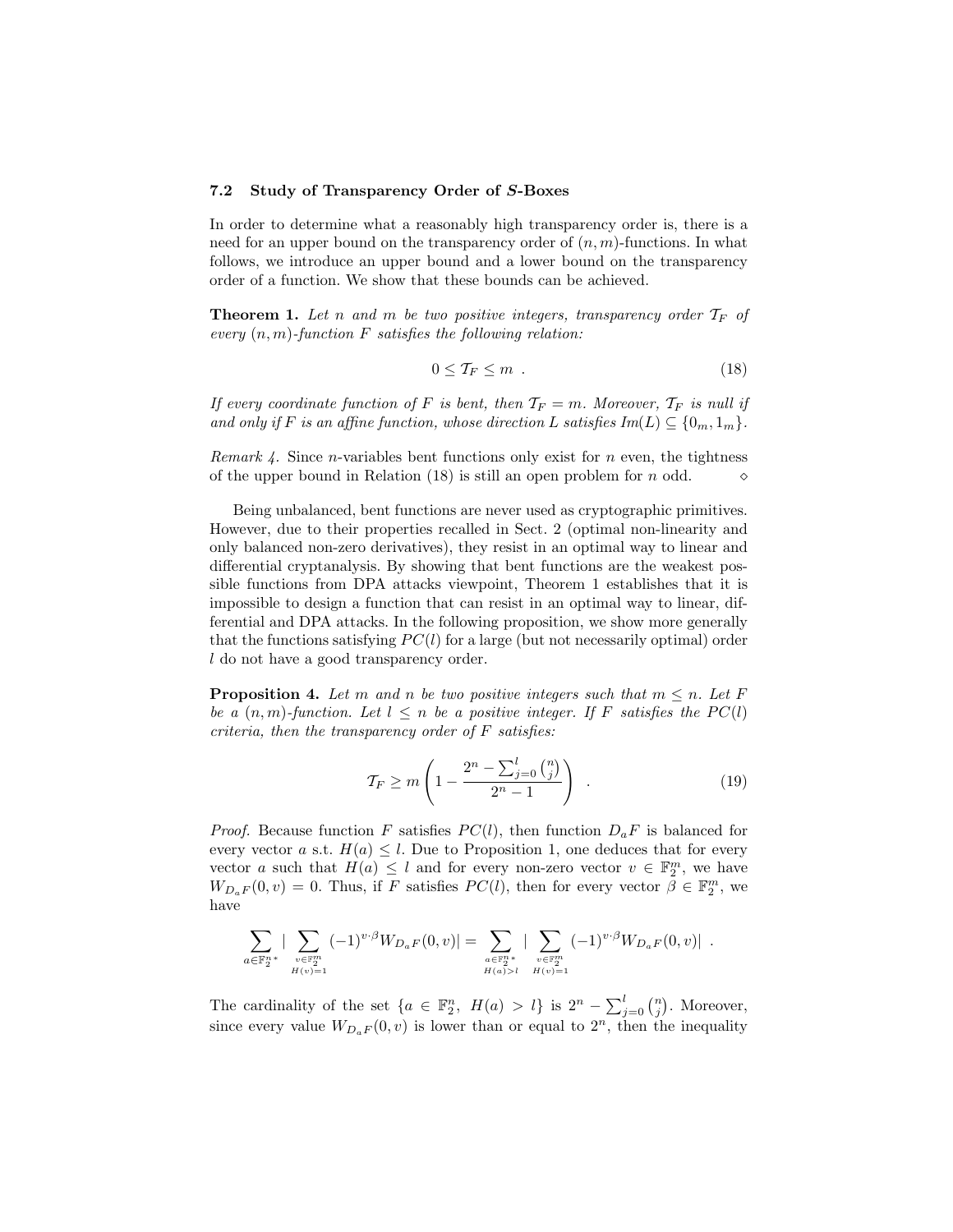### 7.2 Study of Transparency Order of *S*-Boxes

In order to determine what a reasonably high transparency order is, there is a need for an upper bound on the transparency order of $(n, m)$-functions. In what follows, we introduce an upper bound and a lower bound on the transparency order of a function. We show that these bounds can be achieved.

**Theorem 1.** *Let $n$ and $m$ be two positive integers, transparency order $\mathcal{T}_F$ of every $(n, m)$-function $F$ satisfies the following relation:*

$$0 \leq \mathcal{T}_F \leq m \ . \tag{18}$$

*If every coordinate function of $F$ is bent, then $\mathcal{T}_F = m$. Moreover, $\mathcal{T}_F$ is null if and only if $F$ is an affine function, whose direction $L$ satisfies $Im(L) \subseteq \{0_m, 1_m\}$.*

*Remark 4.* Since $n$-variables bent functions only exist for $n$ even, the tightness of the upper bound in Relation (18) is still an open problem for $n$ odd. ⋄

Being unbalanced, bent functions are never used as cryptographic primitives. However, due to their properties recalled in Sect. 2 (optimal non-linearity and only balanced non-zero derivatives), they resist in an optimal way to linear and differential cryptanalysis. By showing that bent functions are the weakest possible functions from DPA attacks viewpoint, Theorem 1 establishes that it is impossible to design a function that can resist in an optimal way to linear, differential and DPA attacks. In the following proposition, we show more generally that the functions satisfying $PC(l)$ for a large (but not necessarily optimal) order $l$ do not have a good transparency order.

**Proposition 4.** *Let $m$ and $n$ be two positive integers such that $m \leq n$. Let $F$ be a $(n, m)$-function. Let $l \leq n$ be a positive integer. If $F$ satisfies the $PC(l)$ criteria, then the transparency order of $F$ satisfies:*

$$\mathcal{T}_F \geq m \left( 1 - \frac{2^n - \sum_{j=0}^{l} \binom{n}{j}}{2^n - 1} \right) \ . \tag{19}$$

*Proof.* Because function $F$ satisfies $PC(l)$, then function $D_a F$ is balanced for every vector $a$ s.t. $H(a) \leq l$. Due to Proposition 1, one deduces that for every vector $a$ such that $H(a) \leq l$ and for every non-zero vector $v \in \mathbb{F}_2^m$, we have $W_{D_a F}(0, v) = 0$. Thus, if $F$ satisfies $PC(l)$, then for every vector $\beta \in \mathbb{F}_2^m$, we have

$$\sum_{a \in \mathbb{F}_2^{n*}} | \sum_{\substack{v \in \mathbb{F}_2^m \\ H(v)=1}} (-1)^{v \cdot \beta} W_{D_a F}(0, v)| = \sum_{\substack{a \in \mathbb{F}_2^{n*} \\ H(a) > l}} | \sum_{\substack{v \in \mathbb{F}_2^m \\ H(v)=1}} (-1)^{v \cdot \beta} W_{D_a F}(0, v)| \ .$$

The cardinality of the set $\{a \in \mathbb{F}_2^n, \ H(a) > l\}$ is $2^n - \sum_{j=0}^{l} \binom{n}{j}$. Moreover, since every value $W_{D_a F}(0, v)$ is lower than or equal to $2^n$, then the inequality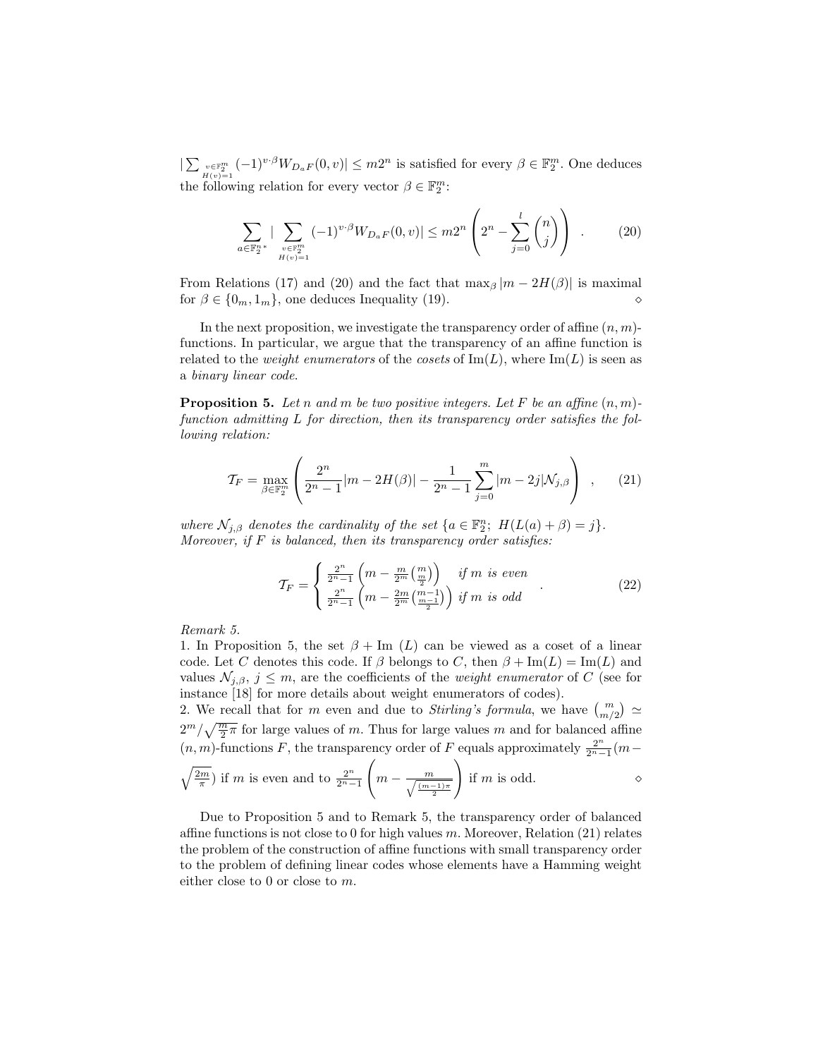$|\sum_{\substack{v\in\mathbb{F}_2^m\\ H(v)=1}} (-1)^{v\cdot\beta} W_{D_aF}(0,v)| \leq m2^n$ is satisfied for every $\beta \in \mathbb{F}_2^m$. One deduces the following relation for every vector $\beta \in \mathbb{F}_2^m$:

$$\sum_{a\in\mathbb{F}_2^{n}{}^*} |\sum_{\substack{v\in\mathbb{F}_2^m\\ H(v)=1}} (-1)^{v\cdot\beta} W_{D_aF}(0,v)| \leq m2^n \left(2^n - \sum_{j=0}^{l} \binom{n}{j}\right) \quad . \tag{20}$$

From Relations (17) and (20) and the fact that $\max_\beta |m - 2H(\beta)|$ is maximal for $\beta \in \{0_m, 1_m\}$, one deduces Inequality (19). $\diamond$

In the next proposition, we investigate the transparency order of affine $(n,m)$-functions. In particular, we argue that the transparency of an affine function is related to the *weight enumerators* of the *cosets* of $\mathrm{Im}(L)$, where $\mathrm{Im}(L)$ is seen as a *binary linear code*.

**Proposition 5.** *Let $n$ and $m$ be two positive integers. Let $F$ be an affine $(n,m)$-function admitting $L$ for direction, then its transparency order satisfies the following relation:*

$$\mathcal{T}_F = \max_{\beta\in\mathbb{F}_2^m} \left( \frac{2^n}{2^n-1}|m - 2H(\beta)| - \frac{1}{2^n-1}\sum_{j=0}^{m} |m-2j|\mathcal{N}_{j,\beta} \right) \quad , \tag{21}$$

*where $\mathcal{N}_{j,\beta}$ denotes the cardinality of the set $\{a \in \mathbb{F}_2^n;\ H(L(a)+\beta) = j\}$. Moreover, if $F$ is balanced, then its transparency order satisfies:*

$$\mathcal{T}_F = \begin{cases} \frac{2^n}{2^n-1}\left(m - \frac{m}{2^m}\binom{m}{\frac{m}{2}}\right) & \text{if } m \text{ is even} \\ \frac{2^n}{2^n-1}\left(m - \frac{2m}{2^m}\binom{m-1}{\frac{m-1}{2}}\right) & \text{if } m \text{ is odd} \end{cases} \quad . \tag{22}$$

*Remark 5.*
1. In Proposition 5, the set $\beta + \mathrm{Im}\ (L)$ can be viewed as a coset of a linear code. Let $C$ denotes this code. If $\beta$ belongs to $C$, then $\beta + \mathrm{Im}(L) = \mathrm{Im}(L)$ and values $\mathcal{N}_{j,\beta}$, $j \leq m$, are the coefficients of the *weight enumerator* of $C$ (see for instance [18] for more details about weight enumerators of codes).
2. We recall that for $m$ even and due to *Stirling's formula*, we have $\binom{m}{m/2} \simeq 2^m/\sqrt{\frac{m}{2}\pi}$ for large values of $m$. Thus for large values $m$ and for balanced affine $(n,m)$-functions $F$, the transparency order of $F$ equals approximately $\frac{2^n}{2^n-1}(m - \sqrt{\frac{2m}{\pi}})$ if $m$ is even and to $\frac{2^n}{2^n-1}\left(m - \frac{m}{\sqrt{\frac{(m-1)\pi}{2}}}\right)$ if $m$ is odd. $\diamond$

Due to Proposition 5 and to Remark 5, the transparency order of balanced affine functions is not close to 0 for high values $m$. Moreover, Relation (21) relates the problem of the construction of affine functions with small transparency order to the problem of defining linear codes whose elements have a Hamming weight either close to 0 or close to $m$.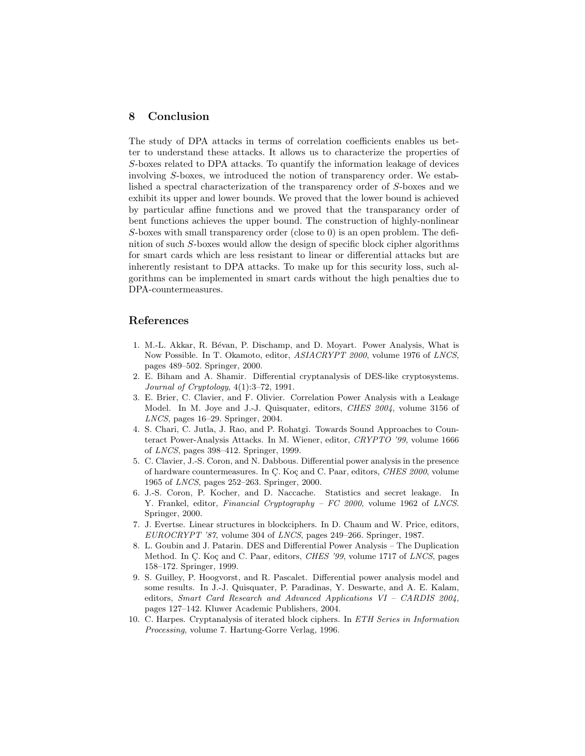## 8 Conclusion

The study of DPA attacks in terms of correlation coefficients enables us better to understand these attacks. It allows us to characterize the properties of $S$-boxes related to DPA attacks. To quantify the information leakage of devices involving $S$-boxes, we introduced the notion of transparency order. We established a spectral characterization of the transparency order of $S$-boxes and we exhibit its upper and lower bounds. We proved that the lower bound is achieved by particular affine functions and we proved that the transparancy order of bent functions achieves the upper bound. The construction of highly-nonlinear $S$-boxes with small transparency order (close to 0) is an open problem. The definition of such $S$-boxes would allow the design of specific block cipher algorithms for smart cards which are less resistant to linear or differential attacks but are inherently resistant to DPA attacks. To make up for this security loss, such algorithms can be implemented in smart cards without the high penalties due to DPA-countermeasures.

## References

1. M.-L. Akkar, R. Bévan, P. Dischamp, and D. Moyart. Power Analysis, What is Now Possible. In T. Okamoto, editor, *ASIACRYPT 2000*, volume 1976 of *LNCS*, pages 489–502. Springer, 2000.
2. E. Biham and A. Shamir. Differential cryptanalysis of DES-like cryptosystems. *Journal of Cryptology*, 4(1):3–72, 1991.
3. E. Brier, C. Clavier, and F. Olivier. Correlation Power Analysis with a Leakage Model. In M. Joye and J.-J. Quisquater, editors, *CHES 2004*, volume 3156 of *LNCS*, pages 16–29. Springer, 2004.
4. S. Chari, C. Jutla, J. Rao, and P. Rohatgi. Towards Sound Approaches to Counteract Power-Analysis Attacks. In M. Wiener, editor, *CRYPTO '99*, volume 1666 of *LNCS*, pages 398–412. Springer, 1999.
5. C. Clavier, J.-S. Coron, and N. Dabbous. Differential power analysis in the presence of hardware countermeasures. In Ç. Koç and C. Paar, editors, *CHES 2000*, volume 1965 of *LNCS*, pages 252–263. Springer, 2000.
6. J.-S. Coron, P. Kocher, and D. Naccache. Statistics and secret leakage. In Y. Frankel, editor, *Financial Cryptography – FC 2000*, volume 1962 of *LNCS*. Springer, 2000.
7. J. Evertse. Linear structures in blockciphers. In D. Chaum and W. Price, editors, *EUROCRYPT '87*, volume 304 of *LNCS*, pages 249–266. Springer, 1987.
8. L. Goubin and J. Patarin. DES and Differential Power Analysis – The Duplication Method. In Ç. Koç and C. Paar, editors, *CHES '99*, volume 1717 of *LNCS*, pages 158–172. Springer, 1999.
9. S. Guilley, P. Hoogvorst, and R. Pascalet. Differential power analysis model and some results. In J.-J. Quisquater, P. Paradinas, Y. Deswarte, and A. E. Kalam, editors, *Smart Card Research and Advanced Applications VI – CARDIS 2004*, pages 127–142. Kluwer Academic Publishers, 2004.
10. C. Harpes. Cryptanalysis of iterated block ciphers. In *ETH Series in Information Processing*, volume 7. Hartung-Gorre Verlag, 1996.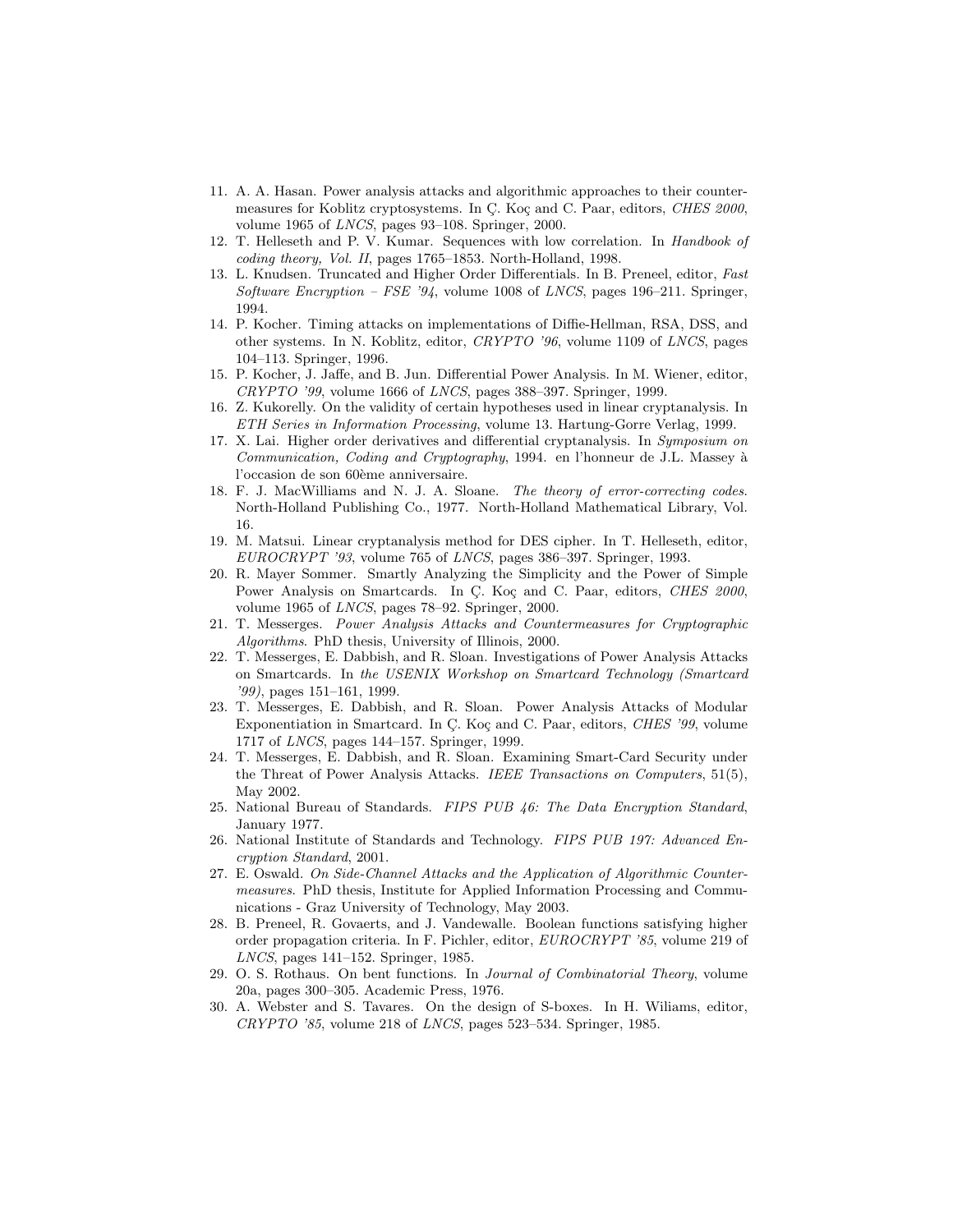11. A. A. Hasan. Power analysis attacks and algorithmic approaches to their countermeasures for Koblitz cryptosystems. In Ç. Koç and C. Paar, editors, *CHES 2000*, volume 1965 of *LNCS*, pages 93–108. Springer, 2000.
12. T. Helleseth and P. V. Kumar. Sequences with low correlation. In *Handbook of coding theory, Vol. II*, pages 1765–1853. North-Holland, 1998.
13. L. Knudsen. Truncated and Higher Order Differentials. In B. Preneel, editor, *Fast Software Encryption – FSE '94*, volume 1008 of *LNCS*, pages 196–211. Springer, 1994.
14. P. Kocher. Timing attacks on implementations of Diffie-Hellman, RSA, DSS, and other systems. In N. Koblitz, editor, *CRYPTO '96*, volume 1109 of *LNCS*, pages 104–113. Springer, 1996.
15. P. Kocher, J. Jaffe, and B. Jun. Differential Power Analysis. In M. Wiener, editor, *CRYPTO '99*, volume 1666 of *LNCS*, pages 388–397. Springer, 1999.
16. Z. Kukorelly. On the validity of certain hypotheses used in linear cryptanalysis. In *ETH Series in Information Processing*, volume 13. Hartung-Gorre Verlag, 1999.
17. X. Lai. Higher order derivatives and differential cryptanalysis. In *Symposium on Communication, Coding and Cryptography*, 1994. en l'honneur de J.L. Massey à l'occasion de son 60ème anniversaire.
18. F. J. MacWilliams and N. J. A. Sloane. *The theory of error-correcting codes*. North-Holland Publishing Co., 1977. North-Holland Mathematical Library, Vol. 16.
19. M. Matsui. Linear cryptanalysis method for DES cipher. In T. Helleseth, editor, *EUROCRYPT '93*, volume 765 of *LNCS*, pages 386–397. Springer, 1993.
20. R. Mayer Sommer. Smartly Analyzing the Simplicity and the Power of Simple Power Analysis on Smartcards. In Ç. Koç and C. Paar, editors, *CHES 2000*, volume 1965 of *LNCS*, pages 78–92. Springer, 2000.
21. T. Messerges. *Power Analysis Attacks and Countermeasures for Cryptographic Algorithms*. PhD thesis, University of Illinois, 2000.
22. T. Messerges, E. Dabbish, and R. Sloan. Investigations of Power Analysis Attacks on Smartcards. In *the USENIX Workshop on Smartcard Technology (Smartcard '99)*, pages 151–161, 1999.
23. T. Messerges, E. Dabbish, and R. Sloan. Power Analysis Attacks of Modular Exponentiation in Smartcard. In Ç. Koç and C. Paar, editors, *CHES '99*, volume 1717 of *LNCS*, pages 144–157. Springer, 1999.
24. T. Messerges, E. Dabbish, and R. Sloan. Examining Smart-Card Security under the Threat of Power Analysis Attacks. *IEEE Transactions on Computers*, 51(5), May 2002.
25. National Bureau of Standards. *FIPS PUB 46: The Data Encryption Standard*, January 1977.
26. National Institute of Standards and Technology. *FIPS PUB 197: Advanced Encryption Standard*, 2001.
27. E. Oswald. *On Side-Channel Attacks and the Application of Algorithmic Countermeasures*. PhD thesis, Institute for Applied Information Processing and Communications - Graz University of Technology, May 2003.
28. B. Preneel, R. Govaerts, and J. Vandewalle. Boolean functions satisfying higher order propagation criteria. In F. Pichler, editor, *EUROCRYPT '85*, volume 219 of *LNCS*, pages 141–152. Springer, 1985.
29. O. S. Rothaus. On bent functions. In *Journal of Combinatorial Theory*, volume 20a, pages 300–305. Academic Press, 1976.
30. A. Webster and S. Tavares. On the design of S-boxes. In H. Wiliams, editor, *CRYPTO '85*, volume 218 of *LNCS*, pages 523–534. Springer, 1985.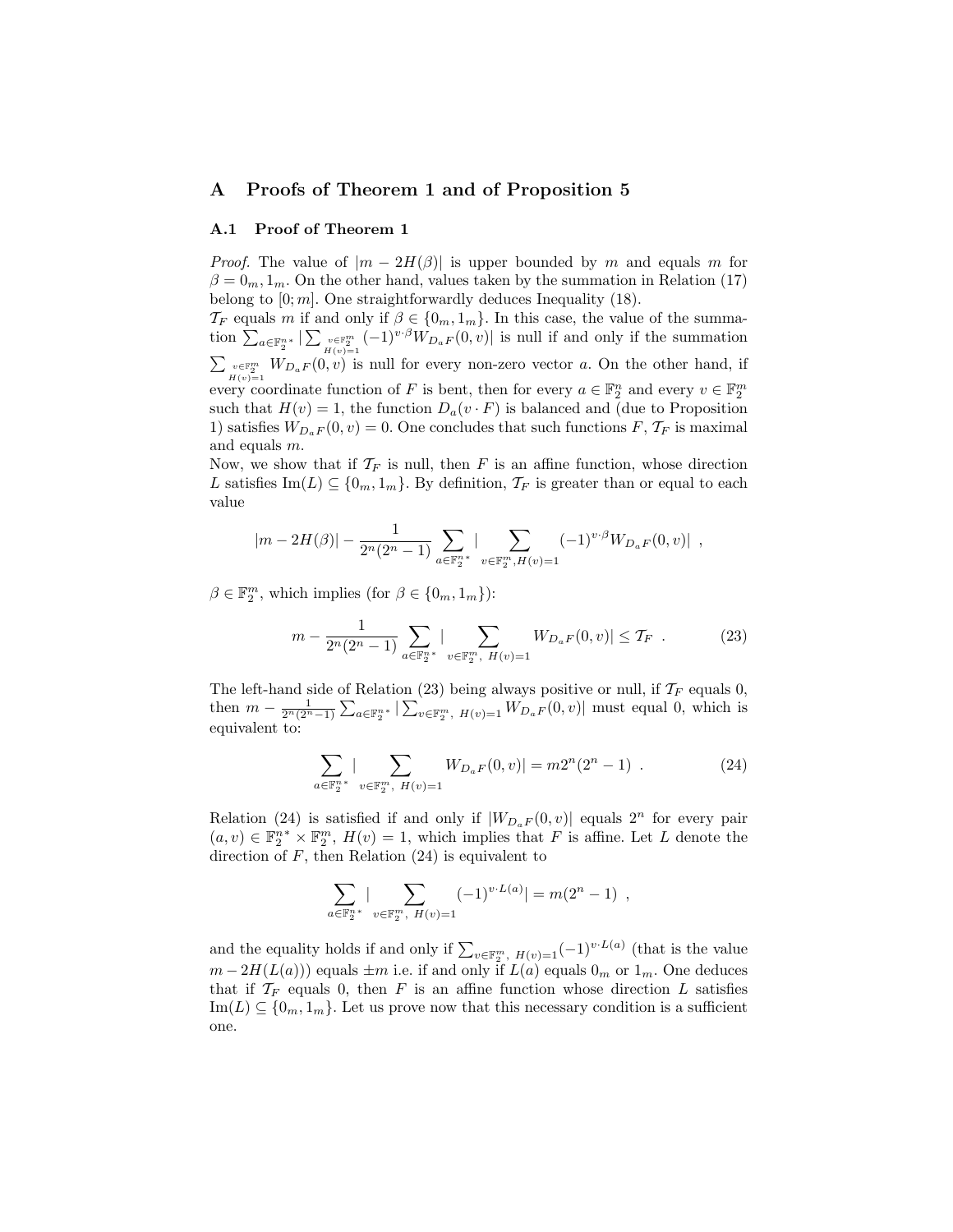## A Proofs of Theorem 1 and of Proposition 5

### A.1 Proof of Theorem 1

*Proof.* The value of $|m - 2H(\beta)|$ is upper bounded by $m$ and equals $m$ for $\beta = 0_m, 1_m$. On the other hand, values taken by the summation in Relation (17) belong to $[0; m]$. One straightforwardly deduces Inequality (18).

$\mathcal{T}_F$ equals $m$ if and only if $\beta \in \{0_m, 1_m\}$. In this case, the value of the summation $\sum_{a \in \mathbb{F}_2^{n*}} |\sum_{\substack{v \in \mathbb{F}_2^m \\ H(v)=1}} (-1)^{v \cdot \beta} W_{D_a F}(0, v)|$ is null if and only if the summation $\sum_{\substack{v \in \mathbb{F}_2^m \\ H(v)=1}} W_{D_a F}(0, v)$ is null for every non-zero vector $a$. On the other hand, if every coordinate function of $F$ is bent, then for every $a \in \mathbb{F}_2^n$ and every $v \in \mathbb{F}_2^m$ such that $H(v) = 1$, the function $D_a(v \cdot F)$ is balanced and (due to Proposition 1) satisfies $W_{D_a F}(0, v) = 0$. One concludes that such functions $F$, $\mathcal{T}_F$ is maximal and equals $m$.

Now, we show that if $\mathcal{T}_F$ is null, then $F$ is an affine function, whose direction $L$ satisfies $\mathrm{Im}(L) \subseteq \{0_m, 1_m\}$. By definition, $\mathcal{T}_F$ is greater than or equal to each value

$$|m - 2H(\beta)| - \frac{1}{2^n(2^n - 1)} \sum_{a \in \mathbb{F}_2^{n*}} |\sum_{v \in \mathbb{F}_2^m, H(v)=1} (-1)^{v \cdot \beta} W_{D_a F}(0, v)| \ ,$$

$\beta \in \mathbb{F}_2^m$, which implies (for $\beta \in \{0_m, 1_m\}$):

$$m - \frac{1}{2^n(2^n - 1)} \sum_{a \in \mathbb{F}_2^{n*}} |\sum_{v \in \mathbb{F}_2^m, \ H(v)=1} W_{D_a F}(0, v)| \leq \mathcal{T}_F \ . \tag{23}$$

The left-hand side of Relation (23) being always positive or null, if $\mathcal{T}_F$ equals 0, then $m - \frac{1}{2^n(2^n-1)} \sum_{a \in \mathbb{F}_2^{n*}} |\sum_{v \in \mathbb{F}_2^m, \ H(v)=1} W_{D_a F}(0, v)|$ must equal 0, which is equivalent to:

$$\sum_{a \in \mathbb{F}_2^{n*}} |\sum_{v \in \mathbb{F}_2^m, \ H(v)=1} W_{D_a F}(0, v)| = m 2^n (2^n - 1) \ . \tag{24}$$

Relation (24) is satisfied if and only if $|W_{D_a F}(0, v)|$ equals $2^n$ for every pair $(a, v) \in \mathbb{F}_2^{n*} \times \mathbb{F}_2^m$, $H(v) = 1$, which implies that $F$ is affine. Let $L$ denote the direction of $F$, then Relation (24) is equivalent to

$$\sum_{a \in \mathbb{F}_2^{n*}} |\sum_{v \in \mathbb{F}_2^m, \ H(v)=1} (-1)^{v \cdot L(a)}| = m(2^n - 1) \ ,$$

and the equality holds if and only if $\sum_{v \in \mathbb{F}_2^m, \ H(v)=1} (-1)^{v \cdot L(a)}$ (that is the value $m - 2H(L(a))$) equals $\pm m$ i.e. if and only if $L(a)$ equals $0_m$ or $1_m$. One deduces that if $\mathcal{T}_F$ equals 0, then $F$ is an affine function whose direction $L$ satisfies $\mathrm{Im}(L) \subseteq \{0_m, 1_m\}$. Let us prove now that this necessary condition is a sufficient one.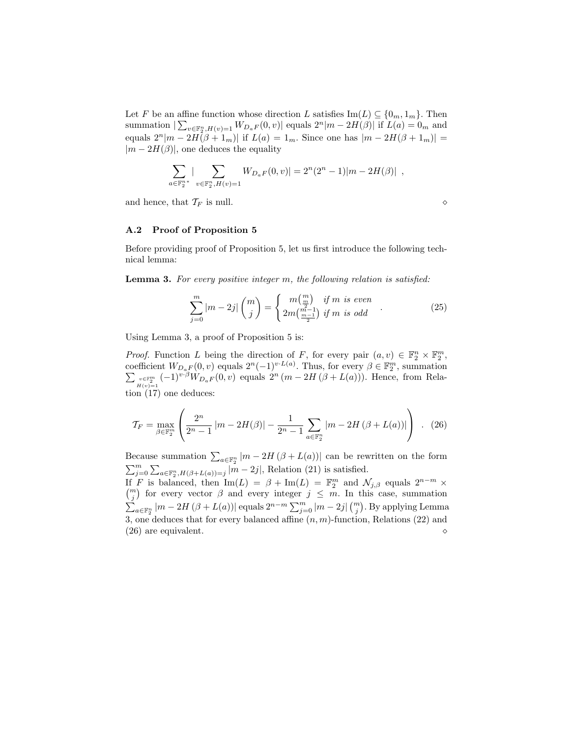Let $F$ be an affine function whose direction $L$ satisfies $\mathrm{Im}(L) \subseteq \{0_m, 1_m\}$. Then summation $|\sum_{v\in\mathbb{F}_2^n, H(v)=1} W_{D_aF}(0,v)|$ equals $2^n|m-2H(\beta)|$ if $L(a)=0_m$ and equals $2^n|m-2H(\beta+1_m)|$ if $L(a)=1_m$. Since one has $|m-2H(\beta+1_m)| = |m-2H(\beta)|$, one deduces the equality

$$\sum_{a\in\mathbb{F}_2^{n*}} |\sum_{v\in\mathbb{F}_2^n, H(v)=1} W_{D_aF}(0,v)| = 2^n(2^n-1)|m-2H(\beta)| \ ,$$

and hence, that $\mathcal{T}_F$ is null. ⋄

### A.2 Proof of Proposition 5

Before providing proof of Proposition 5, let us first introduce the following technical lemma:

**Lemma 3.** *For every positive integer $m$, the following relation is satisfied:*

$$\sum_{j=0}^{m} |m-2j| \binom{m}{j} = \begin{cases} m\binom{m}{\frac{m}{2}} & \text{if } m \text{ is even} \\ 2m\binom{m-1}{\frac{m-1}{2}} & \text{if } m \text{ is odd} \end{cases} . \tag{25}$$

Using Lemma 3, a proof of Proposition 5 is:

*Proof.* Function $L$ being the direction of $F$, for every pair $(a,v)\in\mathbb{F}_2^n\times\mathbb{F}_2^m$, coefficient $W_{D_aF}(0,v)$ equals $2^n(-1)^{v\cdot L(a)}$. Thus, for every $\beta\in\mathbb{F}_2^m$, summation $\sum_{\substack{v\in\mathbb{F}_2^m \\ H(v)=1}} (-1)^{v\cdot\beta} W_{D_aF}(0,v)$ equals $2^n\left(m-2H\left(\beta+L(a)\right)\right)$. Hence, from Relation (17) one deduces:

$$\mathcal{T}_F = \max_{\beta\in\mathbb{F}_2^m}\left(\frac{2^n}{2^n-1}\left|m-2H(\beta)\right| - \frac{1}{2^n-1}\sum_{a\in\mathbb{F}_2^n}\left|m-2H\left(\beta+L(a)\right)\right|\right) \ . \tag{26}$$

Because summation $\sum_{a\in\mathbb{F}_2^n}|m-2H(\beta+L(a))|$ can be rewritten on the form $\sum_{j=0}^{m}\sum_{a\in\mathbb{F}_2^n, H(\beta+L(a))=j}|m-2j|$, Relation (21) is satisfied.

If $F$ is balanced, then $\mathrm{Im}(L) = \beta+\mathrm{Im}(L) = \mathbb{F}_2^m$ and $\mathcal{N}_{j,\beta}$ equals $2^{n-m}\times\binom{m}{j}$ for every vector $\beta$ and every integer $j\le m$. In this case, summation $\sum_{a\in\mathbb{F}_2^n}|m-2H(\beta+L(a))|$ equals $2^{n-m}\sum_{j=0}^{m}|m-2j|\binom{m}{j}$. By applying Lemma 3, one deduces that for every balanced affine $(n,m)$-function, Relations (22) and (26) are equivalent. ⋄